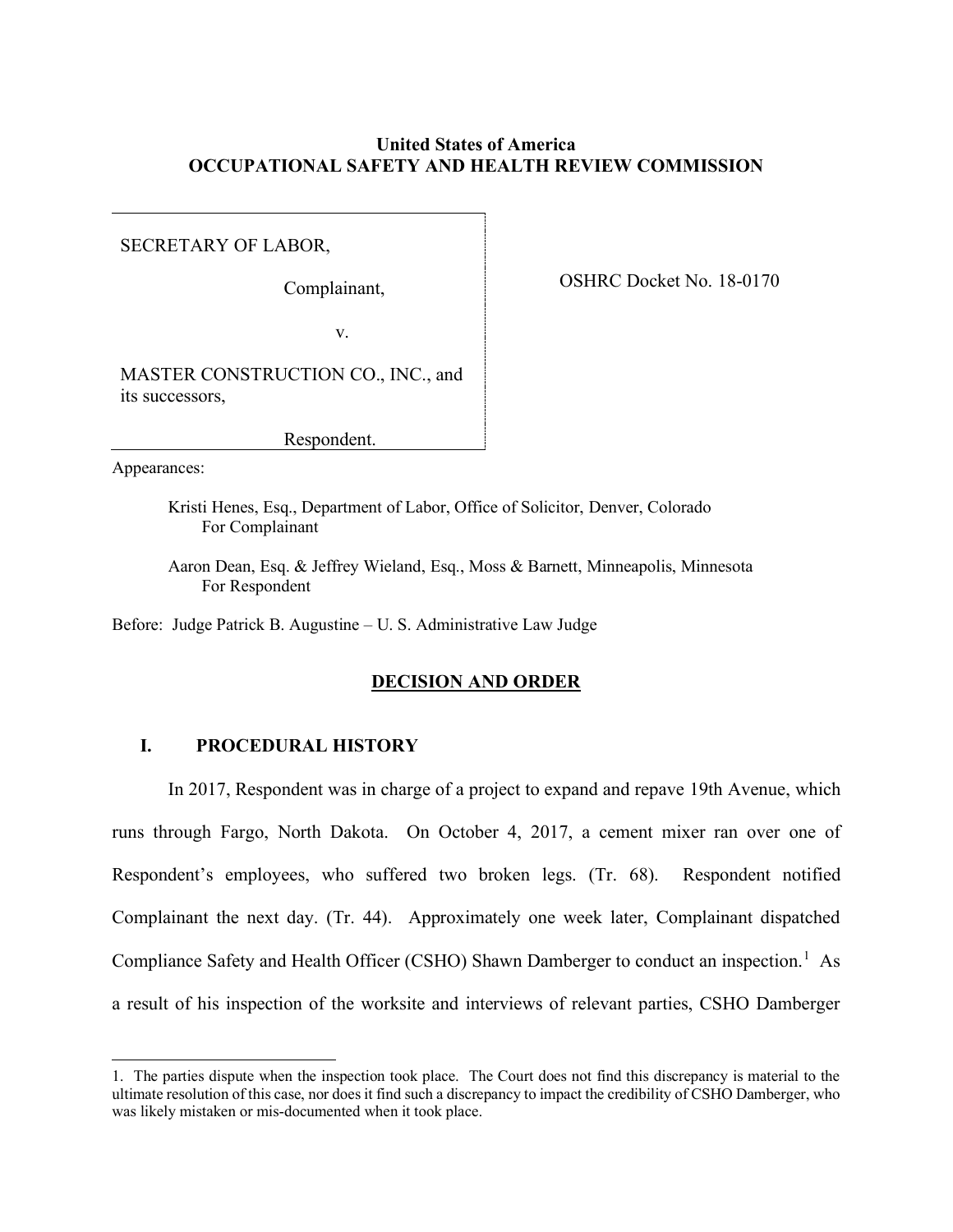**United States of America**
**OCCUPATIONAL SAFETY AND HEALTH REVIEW COMMISSION**

SECRETARY OF LABOR,

Complainant,

v.

MASTER CONSTRUCTION CO., INC., and its successors,

Respondent.

OSHRC Docket No. 18-0170

Appearances:

Kristi Henes, Esq., Department of Labor, Office of Solicitor, Denver, Colorado
For Complainant

Aaron Dean, Esq. & Jeffrey Wieland, Esq., Moss & Barnett, Minneapolis, Minnesota
For Respondent

Before: Judge Patrick B. Augustine – U. S. Administrative Law Judge

## DECISION AND ORDER

### I. PROCEDURAL HISTORY

In 2017, Respondent was in charge of a project to expand and repave 19th Avenue, which runs through Fargo, North Dakota. On October 4, 2017, a cement mixer ran over one of Respondent's employees, who suffered two broken legs. (Tr. 68). Respondent notified Complainant the next day. (Tr. 44). Approximately one week later, Complainant dispatched Compliance Safety and Health Officer (CSHO) Shawn Damberger to conduct an inspection.[1] As a result of his inspection of the worksite and interviews of relevant parties, CSHO Damberger

1. The parties dispute when the inspection took place. The Court does not find this discrepancy is material to the ultimate resolution of this case, nor does it find such a discrepancy to impact the credibility of CSHO Damberger, who was likely mistaken or mis-documented when it took place.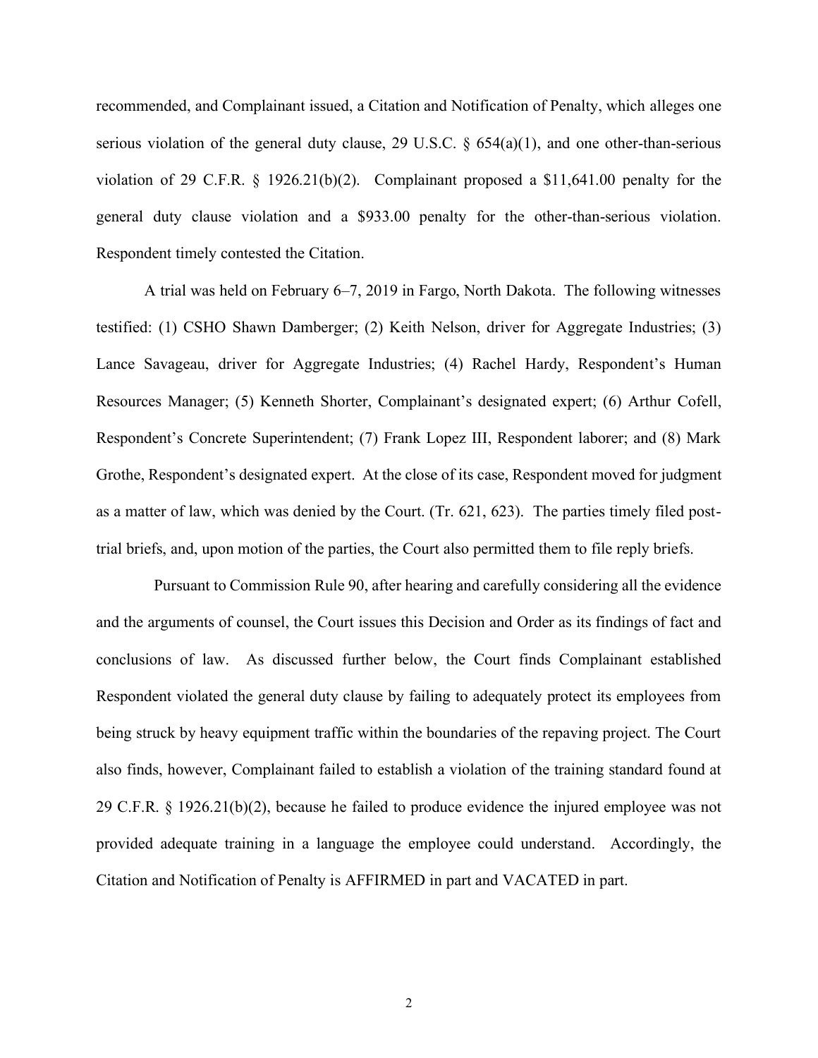recommended, and Complainant issued, a Citation and Notification of Penalty, which alleges one serious violation of the general duty clause, 29 U.S.C. § 654(a)(1), and one other-than-serious violation of 29 C.F.R. § 1926.21(b)(2). Complainant proposed a $11,641.00 penalty for the general duty clause violation and a $933.00 penalty for the other-than-serious violation. Respondent timely contested the Citation.

A trial was held on February 6–7, 2019 in Fargo, North Dakota. The following witnesses testified: (1) CSHO Shawn Damberger; (2) Keith Nelson, driver for Aggregate Industries; (3) Lance Savageau, driver for Aggregate Industries; (4) Rachel Hardy, Respondent's Human Resources Manager; (5) Kenneth Shorter, Complainant's designated expert; (6) Arthur Cofell, Respondent's Concrete Superintendent; (7) Frank Lopez III, Respondent laborer; and (8) Mark Grothe, Respondent's designated expert. At the close of its case, Respondent moved for judgment as a matter of law, which was denied by the Court. (Tr. 621, 623). The parties timely filed post-trial briefs, and, upon motion of the parties, the Court also permitted them to file reply briefs.

Pursuant to Commission Rule 90, after hearing and carefully considering all the evidence and the arguments of counsel, the Court issues this Decision and Order as its findings of fact and conclusions of law. As discussed further below, the Court finds Complainant established Respondent violated the general duty clause by failing to adequately protect its employees from being struck by heavy equipment traffic within the boundaries of the repaving project. The Court also finds, however, Complainant failed to establish a violation of the training standard found at 29 C.F.R. § 1926.21(b)(2), because he failed to produce evidence the injured employee was not provided adequate training in a language the employee could understand. Accordingly, the Citation and Notification of Penalty is AFFIRMED in part and VACATED in part.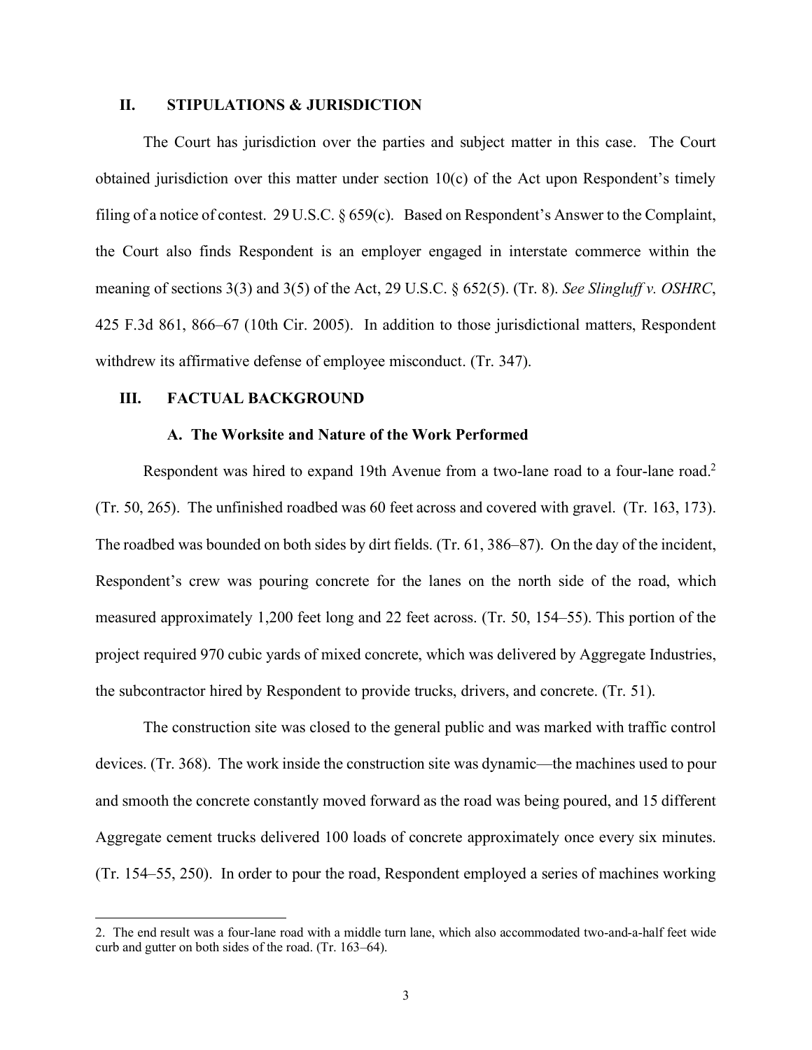## II. STIPULATIONS & JURISDICTION

The Court has jurisdiction over the parties and subject matter in this case. The Court obtained jurisdiction over this matter under section 10(c) of the Act upon Respondent's timely filing of a notice of contest. 29 U.S.C. § 659(c). Based on Respondent's Answer to the Complaint, the Court also finds Respondent is an employer engaged in interstate commerce within the meaning of sections 3(3) and 3(5) of the Act, 29 U.S.C. § 652(5). (Tr. 8). *See Slingluff v. OSHRC*, 425 F.3d 861, 866–67 (10th Cir. 2005). In addition to those jurisdictional matters, Respondent withdrew its affirmative defense of employee misconduct. (Tr. 347).

## III. FACTUAL BACKGROUND

### A. The Worksite and Nature of the Work Performed

Respondent was hired to expand 19th Avenue from a two-lane road to a four-lane road.[2] (Tr. 50, 265). The unfinished roadbed was 60 feet across and covered with gravel. (Tr. 163, 173). The roadbed was bounded on both sides by dirt fields. (Tr. 61, 386–87). On the day of the incident, Respondent's crew was pouring concrete for the lanes on the north side of the road, which measured approximately 1,200 feet long and 22 feet across. (Tr. 50, 154–55). This portion of the project required 970 cubic yards of mixed concrete, which was delivered by Aggregate Industries, the subcontractor hired by Respondent to provide trucks, drivers, and concrete. (Tr. 51).

The construction site was closed to the general public and was marked with traffic control devices. (Tr. 368). The work inside the construction site was dynamic—the machines used to pour and smooth the concrete constantly moved forward as the road was being poured, and 15 different Aggregate cement trucks delivered 100 loads of concrete approximately once every six minutes. (Tr. 154–55, 250). In order to pour the road, Respondent employed a series of machines working

---

2. The end result was a four-lane road with a middle turn lane, which also accommodated two-and-a-half feet wide curb and gutter on both sides of the road. (Tr. 163–64).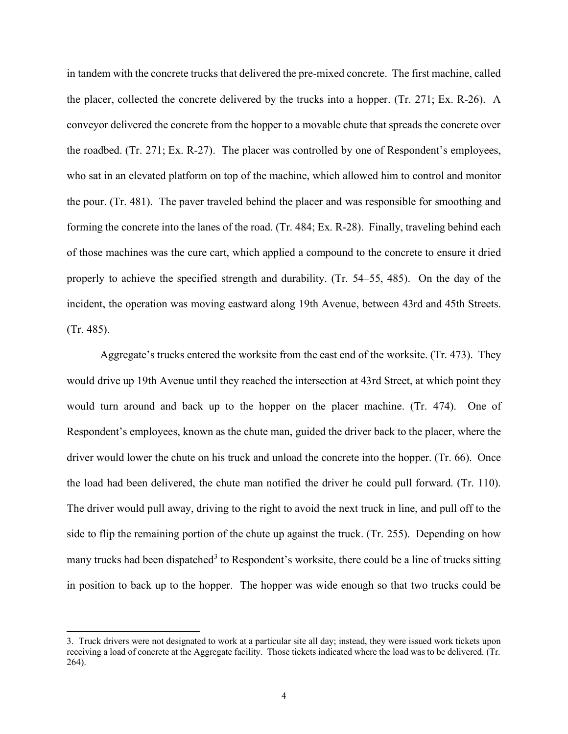in tandem with the concrete trucks that delivered the pre-mixed concrete. The first machine, called the placer, collected the concrete delivered by the trucks into a hopper. (Tr. 271; Ex. R-26). A conveyor delivered the concrete from the hopper to a movable chute that spreads the concrete over the roadbed. (Tr. 271; Ex. R-27). The placer was controlled by one of Respondent's employees, who sat in an elevated platform on top of the machine, which allowed him to control and monitor the pour. (Tr. 481). The paver traveled behind the placer and was responsible for smoothing and forming the concrete into the lanes of the road. (Tr. 484; Ex. R-28). Finally, traveling behind each of those machines was the cure cart, which applied a compound to the concrete to ensure it dried properly to achieve the specified strength and durability. (Tr. 54–55, 485). On the day of the incident, the operation was moving eastward along 19th Avenue, between 43rd and 45th Streets. (Tr. 485).

Aggregate's trucks entered the worksite from the east end of the worksite. (Tr. 473). They would drive up 19th Avenue until they reached the intersection at 43rd Street, at which point they would turn around and back up to the hopper on the placer machine. (Tr. 474). One of Respondent's employees, known as the chute man, guided the driver back to the placer, where the driver would lower the chute on his truck and unload the concrete into the hopper. (Tr. 66). Once the load had been delivered, the chute man notified the driver he could pull forward. (Tr. 110). The driver would pull away, driving to the right to avoid the next truck in line, and pull off to the side to flip the remaining portion of the chute up against the truck. (Tr. 255). Depending on how many trucks had been dispatched[3] to Respondent's worksite, there could be a line of trucks sitting in position to back up to the hopper. The hopper was wide enough so that two trucks could be

3. Truck drivers were not designated to work at a particular site all day; instead, they were issued work tickets upon receiving a load of concrete at the Aggregate facility. Those tickets indicated where the load was to be delivered. (Tr. 264).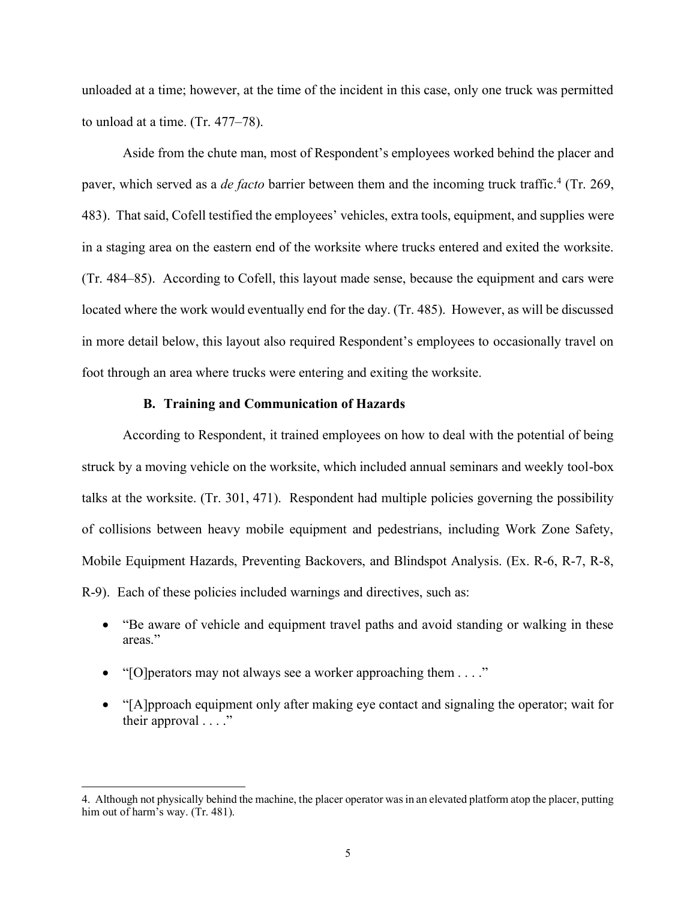unloaded at a time; however, at the time of the incident in this case, only one truck was permitted to unload at a time. (Tr. 477–78).

Aside from the chute man, most of Respondent's employees worked behind the placer and paver, which served as a *de facto* barrier between them and the incoming truck traffic.[4] (Tr. 269, 483). That said, Cofell testified the employees' vehicles, extra tools, equipment, and supplies were in a staging area on the eastern end of the worksite where trucks entered and exited the worksite. (Tr. 484–85). According to Cofell, this layout made sense, because the equipment and cars were located where the work would eventually end for the day. (Tr. 485). However, as will be discussed in more detail below, this layout also required Respondent's employees to occasionally travel on foot through an area where trucks were entering and exiting the worksite.

### B. Training and Communication of Hazards

According to Respondent, it trained employees on how to deal with the potential of being struck by a moving vehicle on the worksite, which included annual seminars and weekly tool-box talks at the worksite. (Tr. 301, 471). Respondent had multiple policies governing the possibility of collisions between heavy mobile equipment and pedestrians, including Work Zone Safety, Mobile Equipment Hazards, Preventing Backovers, and Blindspot Analysis. (Ex. R-6, R-7, R-8, R-9). Each of these policies included warnings and directives, such as:

- "Be aware of vehicle and equipment travel paths and avoid standing or walking in these areas."
- "[O]perators may not always see a worker approaching them . . . ."
- "[A]pproach equipment only after making eye contact and signaling the operator; wait for their approval . . . ."

---

4. Although not physically behind the machine, the placer operator was in an elevated platform atop the placer, putting him out of harm's way. (Tr. 481).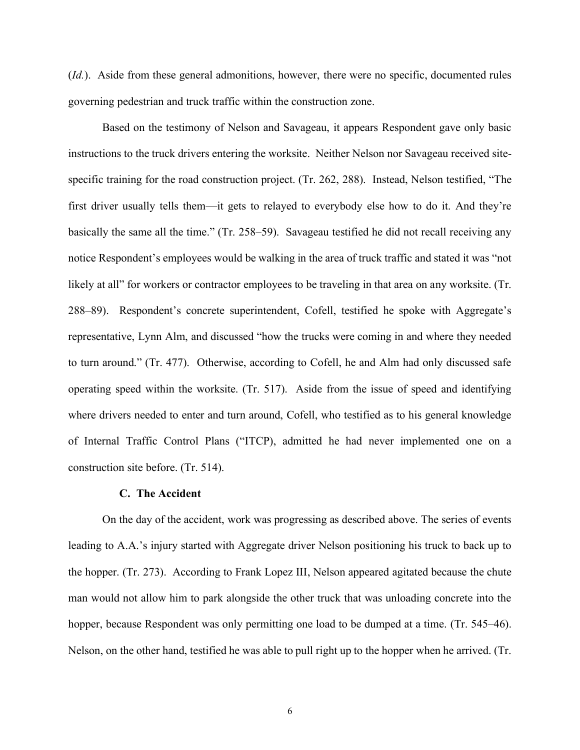(*Id.*). Aside from these general admonitions, however, there were no specific, documented rules governing pedestrian and truck traffic within the construction zone.

Based on the testimony of Nelson and Savageau, it appears Respondent gave only basic instructions to the truck drivers entering the worksite. Neither Nelson nor Savageau received site-specific training for the road construction project. (Tr. 262, 288). Instead, Nelson testified, "The first driver usually tells them—it gets to relayed to everybody else how to do it. And they're basically the same all the time." (Tr. 258–59). Savageau testified he did not recall receiving any notice Respondent's employees would be walking in the area of truck traffic and stated it was "not likely at all" for workers or contractor employees to be traveling in that area on any worksite. (Tr. 288–89). Respondent's concrete superintendent, Cofell, testified he spoke with Aggregate's representative, Lynn Alm, and discussed "how the trucks were coming in and where they needed to turn around." (Tr. 477). Otherwise, according to Cofell, he and Alm had only discussed safe operating speed within the worksite. (Tr. 517). Aside from the issue of speed and identifying where drivers needed to enter and turn around, Cofell, who testified as to his general knowledge of Internal Traffic Control Plans ("ITCP), admitted he had never implemented one on a construction site before. (Tr. 514).

### C. The Accident

On the day of the accident, work was progressing as described above. The series of events leading to A.A.'s injury started with Aggregate driver Nelson positioning his truck to back up to the hopper. (Tr. 273). According to Frank Lopez III, Nelson appeared agitated because the chute man would not allow him to park alongside the other truck that was unloading concrete into the hopper, because Respondent was only permitting one load to be dumped at a time. (Tr. 545–46). Nelson, on the other hand, testified he was able to pull right up to the hopper when he arrived. (Tr.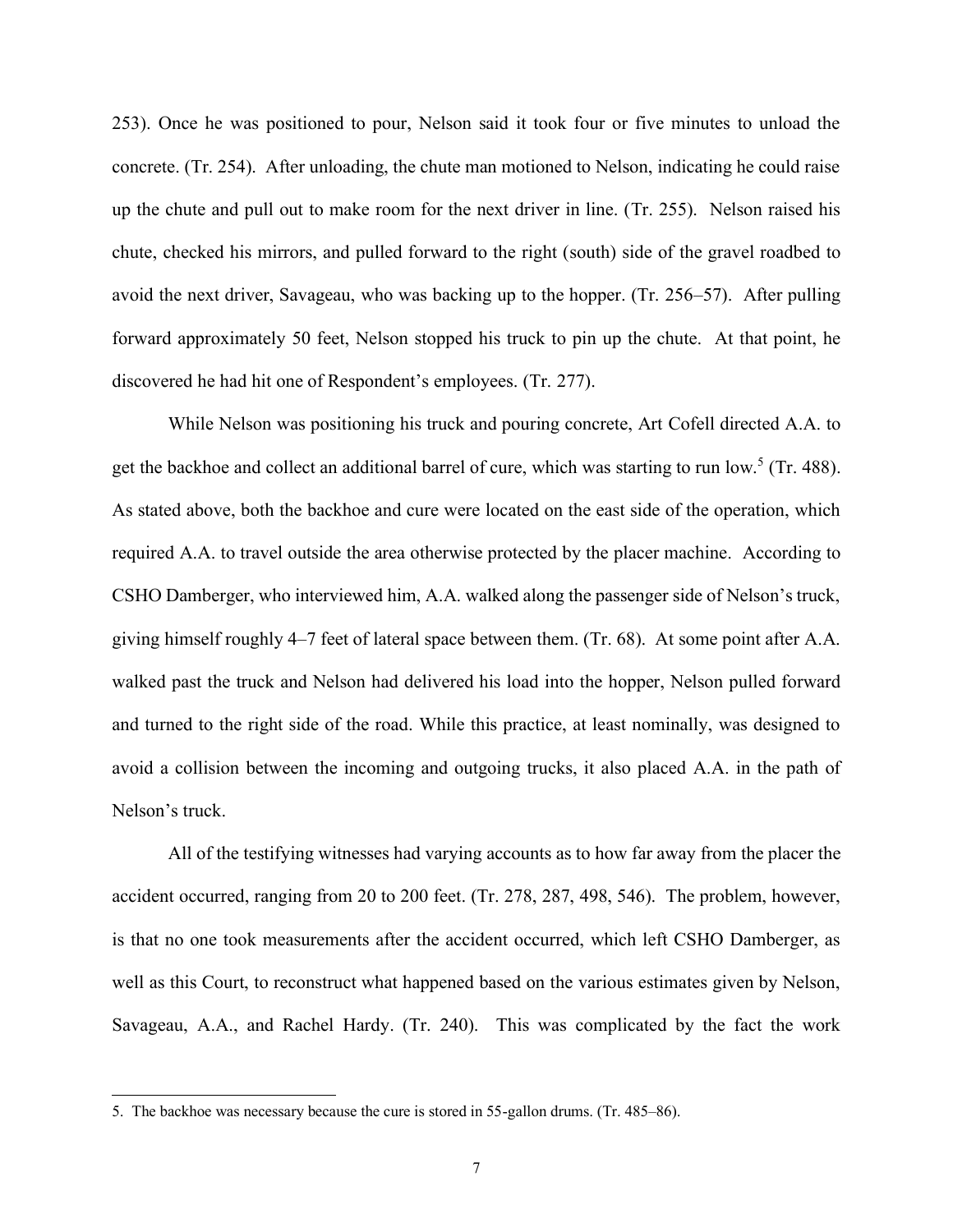253). Once he was positioned to pour, Nelson said it took four or five minutes to unload the concrete. (Tr. 254). After unloading, the chute man motioned to Nelson, indicating he could raise up the chute and pull out to make room for the next driver in line. (Tr. 255). Nelson raised his chute, checked his mirrors, and pulled forward to the right (south) side of the gravel roadbed to avoid the next driver, Savageau, who was backing up to the hopper. (Tr. 256–57). After pulling forward approximately 50 feet, Nelson stopped his truck to pin up the chute. At that point, he discovered he had hit one of Respondent's employees. (Tr. 277).

While Nelson was positioning his truck and pouring concrete, Art Cofell directed A.A. to get the backhoe and collect an additional barrel of cure, which was starting to run low.[5] (Tr. 488). As stated above, both the backhoe and cure were located on the east side of the operation, which required A.A. to travel outside the area otherwise protected by the placer machine. According to CSHO Damberger, who interviewed him, A.A. walked along the passenger side of Nelson's truck, giving himself roughly 4–7 feet of lateral space between them. (Tr. 68). At some point after A.A. walked past the truck and Nelson had delivered his load into the hopper, Nelson pulled forward and turned to the right side of the road. While this practice, at least nominally, was designed to avoid a collision between the incoming and outgoing trucks, it also placed A.A. in the path of Nelson's truck.

All of the testifying witnesses had varying accounts as to how far away from the placer the accident occurred, ranging from 20 to 200 feet. (Tr. 278, 287, 498, 546). The problem, however, is that no one took measurements after the accident occurred, which left CSHO Damberger, as well as this Court, to reconstruct what happened based on the various estimates given by Nelson, Savageau, A.A., and Rachel Hardy. (Tr. 240). This was complicated by the fact the work

---

5. The backhoe was necessary because the cure is stored in 55-gallon drums. (Tr. 485–86).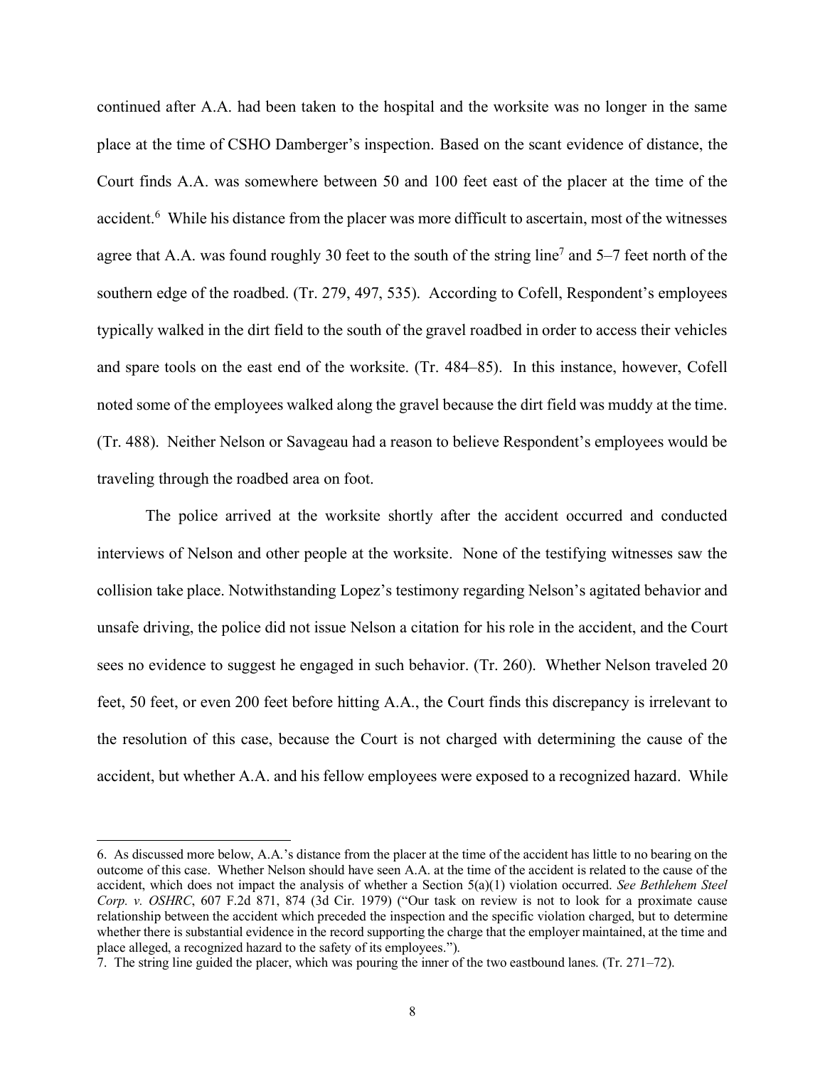continued after A.A. had been taken to the hospital and the worksite was no longer in the same place at the time of CSHO Damberger's inspection. Based on the scant evidence of distance, the Court finds A.A. was somewhere between 50 and 100 feet east of the placer at the time of the accident.[6] While his distance from the placer was more difficult to ascertain, most of the witnesses agree that A.A. was found roughly 30 feet to the south of the string line[7] and 5–7 feet north of the southern edge of the roadbed. (Tr. 279, 497, 535). According to Cofell, Respondent's employees typically walked in the dirt field to the south of the gravel roadbed in order to access their vehicles and spare tools on the east end of the worksite. (Tr. 484–85). In this instance, however, Cofell noted some of the employees walked along the gravel because the dirt field was muddy at the time. (Tr. 488). Neither Nelson or Savageau had a reason to believe Respondent's employees would be traveling through the roadbed area on foot.

The police arrived at the worksite shortly after the accident occurred and conducted interviews of Nelson and other people at the worksite. None of the testifying witnesses saw the collision take place. Notwithstanding Lopez's testimony regarding Nelson's agitated behavior and unsafe driving, the police did not issue Nelson a citation for his role in the accident, and the Court sees no evidence to suggest he engaged in such behavior. (Tr. 260). Whether Nelson traveled 20 feet, 50 feet, or even 200 feet before hitting A.A., the Court finds this discrepancy is irrelevant to the resolution of this case, because the Court is not charged with determining the cause of the accident, but whether A.A. and his fellow employees were exposed to a recognized hazard. While

---

6. As discussed more below, A.A.'s distance from the placer at the time of the accident has little to no bearing on the outcome of this case. Whether Nelson should have seen A.A. at the time of the accident is related to the cause of the accident, which does not impact the analysis of whether a Section 5(a)(1) violation occurred. *See Bethlehem Steel Corp. v. OSHRC*, 607 F.2d 871, 874 (3d Cir. 1979) ("Our task on review is not to look for a proximate cause relationship between the accident which preceded the inspection and the specific violation charged, but to determine whether there is substantial evidence in the record supporting the charge that the employer maintained, at the time and place alleged, a recognized hazard to the safety of its employees.").

7. The string line guided the placer, which was pouring the inner of the two eastbound lanes. (Tr. 271–72).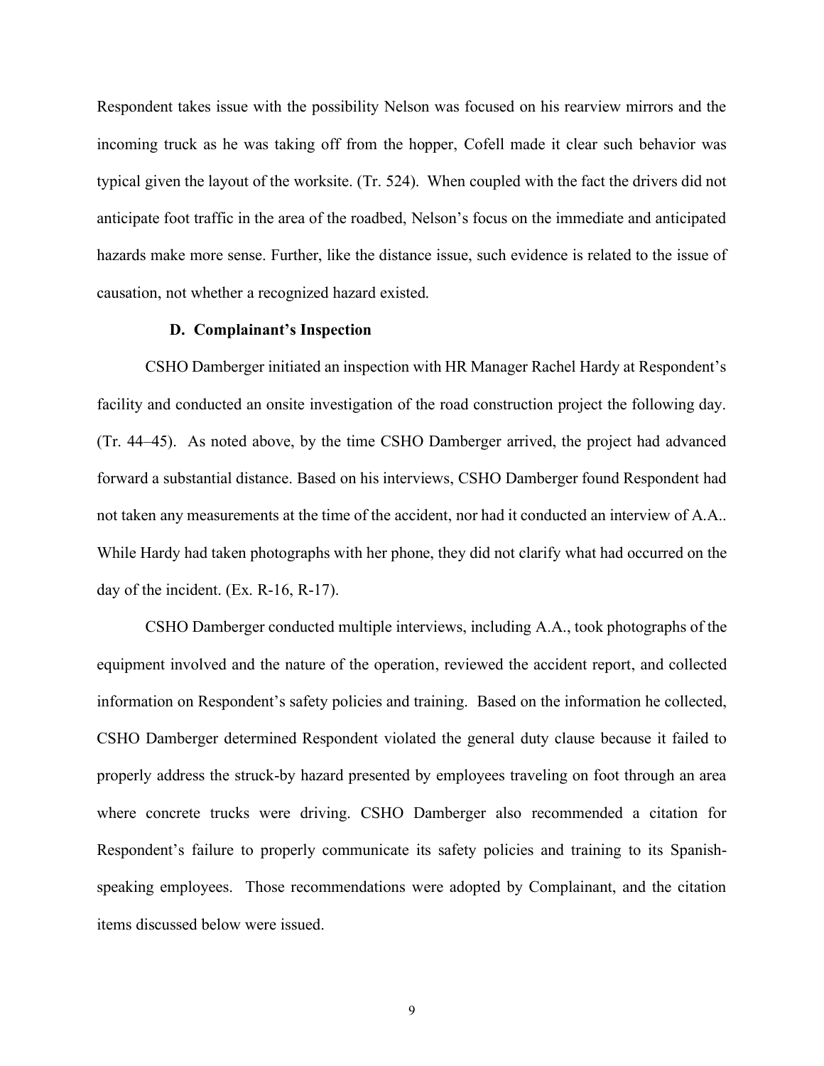Respondent takes issue with the possibility Nelson was focused on his rearview mirrors and the incoming truck as he was taking off from the hopper, Cofell made it clear such behavior was typical given the layout of the worksite. (Tr. 524). When coupled with the fact the drivers did not anticipate foot traffic in the area of the roadbed, Nelson's focus on the immediate and anticipated hazards make more sense. Further, like the distance issue, such evidence is related to the issue of causation, not whether a recognized hazard existed.

### D. Complainant's Inspection

CSHO Damberger initiated an inspection with HR Manager Rachel Hardy at Respondent's facility and conducted an onsite investigation of the road construction project the following day. (Tr. 44–45). As noted above, by the time CSHO Damberger arrived, the project had advanced forward a substantial distance. Based on his interviews, CSHO Damberger found Respondent had not taken any measurements at the time of the accident, nor had it conducted an interview of A.A.. While Hardy had taken photographs with her phone, they did not clarify what had occurred on the day of the incident. (Ex. R-16, R-17).

CSHO Damberger conducted multiple interviews, including A.A., took photographs of the equipment involved and the nature of the operation, reviewed the accident report, and collected information on Respondent's safety policies and training. Based on the information he collected, CSHO Damberger determined Respondent violated the general duty clause because it failed to properly address the struck-by hazard presented by employees traveling on foot through an area where concrete trucks were driving. CSHO Damberger also recommended a citation for Respondent's failure to properly communicate its safety policies and training to its Spanish-speaking employees. Those recommendations were adopted by Complainant, and the citation items discussed below were issued.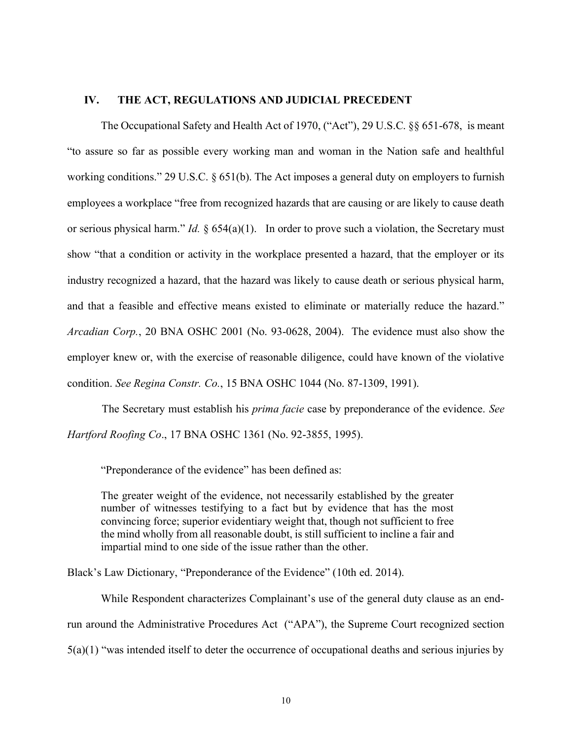## IV. THE ACT, REGULATIONS AND JUDICIAL PRECEDENT

The Occupational Safety and Health Act of 1970, ("Act"), 29 U.S.C. §§ 651-678, is meant "to assure so far as possible every working man and woman in the Nation safe and healthful working conditions." 29 U.S.C. § 651(b). The Act imposes a general duty on employers to furnish employees a workplace "free from recognized hazards that are causing or are likely to cause death or serious physical harm." *Id.* § 654(a)(1). In order to prove such a violation, the Secretary must show "that a condition or activity in the workplace presented a hazard, that the employer or its industry recognized a hazard, that the hazard was likely to cause death or serious physical harm, and that a feasible and effective means existed to eliminate or materially reduce the hazard." *Arcadian Corp.*, 20 BNA OSHC 2001 (No. 93-0628, 2004). The evidence must also show the employer knew or, with the exercise of reasonable diligence, could have known of the violative condition. *See Regina Constr. Co.*, 15 BNA OSHC 1044 (No. 87-1309, 1991).

The Secretary must establish his *prima facie* case by preponderance of the evidence. *See Hartford Roofing Co*., 17 BNA OSHC 1361 (No. 92-3855, 1995).

"Preponderance of the evidence" has been defined as:

> The greater weight of the evidence, not necessarily established by the greater number of witnesses testifying to a fact but by evidence that has the most convincing force; superior evidentiary weight that, though not sufficient to free the mind wholly from all reasonable doubt, is still sufficient to incline a fair and impartial mind to one side of the issue rather than the other.

Black's Law Dictionary, "Preponderance of the Evidence" (10th ed. 2014).

While Respondent characterizes Complainant's use of the general duty clause as an end-run around the Administrative Procedures Act ("APA"), the Supreme Court recognized section 5(a)(1) "was intended itself to deter the occurrence of occupational deaths and serious injuries by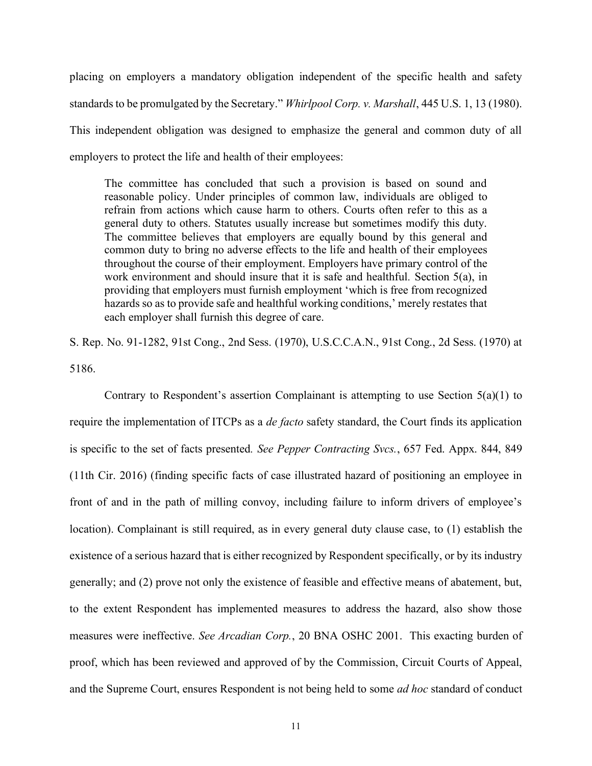placing on employers a mandatory obligation independent of the specific health and safety standards to be promulgated by the Secretary." *Whirlpool Corp. v. Marshall*, 445 U.S. 1, 13 (1980). This independent obligation was designed to emphasize the general and common duty of all employers to protect the life and health of their employees:

> The committee has concluded that such a provision is based on sound and reasonable policy. Under principles of common law, individuals are obliged to refrain from actions which cause harm to others. Courts often refer to this as a general duty to others. Statutes usually increase but sometimes modify this duty. The committee believes that employers are equally bound by this general and common duty to bring no adverse effects to the life and health of their employees throughout the course of their employment. Employers have primary control of the work environment and should insure that it is safe and healthful. Section 5(a), in providing that employers must furnish employment 'which is free from recognized hazards so as to provide safe and healthful working conditions,' merely restates that each employer shall furnish this degree of care.

S. Rep. No. 91-1282, 91st Cong., 2nd Sess. (1970), U.S.C.C.A.N., 91st Cong., 2d Sess. (1970) at 5186.

Contrary to Respondent's assertion Complainant is attempting to use Section 5(a)(1) to require the implementation of ITCPs as a *de facto* safety standard, the Court finds its application is specific to the set of facts presented. *See Pepper Contracting Svcs.*, 657 Fed. Appx. 844, 849 (11th Cir. 2016) (finding specific facts of case illustrated hazard of positioning an employee in front of and in the path of milling convoy, including failure to inform drivers of employee's location). Complainant is still required, as in every general duty clause case, to (1) establish the existence of a serious hazard that is either recognized by Respondent specifically, or by its industry generally; and (2) prove not only the existence of feasible and effective means of abatement, but, to the extent Respondent has implemented measures to address the hazard, also show those measures were ineffective. *See Arcadian Corp.*, 20 BNA OSHC 2001. This exacting burden of proof, which has been reviewed and approved of by the Commission, Circuit Courts of Appeal, and the Supreme Court, ensures Respondent is not being held to some *ad hoc* standard of conduct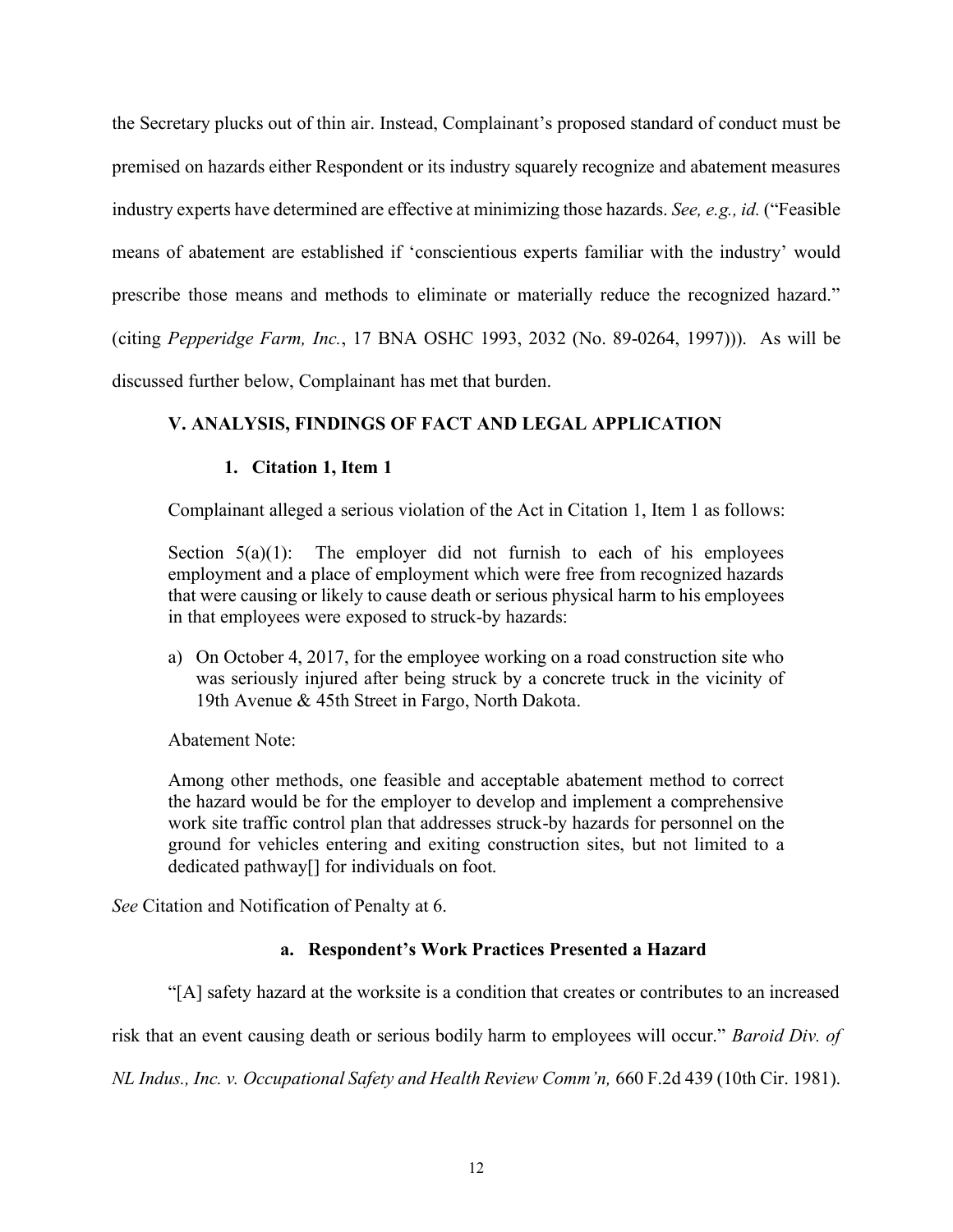the Secretary plucks out of thin air. Instead, Complainant's proposed standard of conduct must be premised on hazards either Respondent or its industry squarely recognize and abatement measures industry experts have determined are effective at minimizing those hazards. *See, e.g., id.* ("Feasible means of abatement are established if 'conscientious experts familiar with the industry' would prescribe those means and methods to eliminate or materially reduce the recognized hazard." (citing *Pepperidge Farm, Inc.*, 17 BNA OSHC 1993, 2032 (No. 89-0264, 1997))). As will be discussed further below, Complainant has met that burden.

## V. ANALYSIS, FINDINGS OF FACT AND LEGAL APPLICATION

### 1. Citation 1, Item 1

Complainant alleged a serious violation of the Act in Citation 1, Item 1 as follows:

> Section 5(a)(1): The employer did not furnish to each of his employees employment and a place of employment which were free from recognized hazards that were causing or likely to cause death or serious physical harm to his employees in that employees were exposed to struck-by hazards:
>
> a) On October 4, 2017, for the employee working on a road construction site who was seriously injured after being struck by a concrete truck in the vicinity of 19th Avenue & 45th Street in Fargo, North Dakota.
>
> Abatement Note:
>
> Among other methods, one feasible and acceptable abatement method to correct the hazard would be for the employer to develop and implement a comprehensive work site traffic control plan that addresses struck-by hazards for personnel on the ground for vehicles entering and exiting construction sites, but not limited to a dedicated pathway[] for individuals on foot.

*See* Citation and Notification of Penalty at 6.

#### a. Respondent's Work Practices Presented a Hazard

"[A] safety hazard at the worksite is a condition that creates or contributes to an increased risk that an event causing death or serious bodily harm to employees will occur." *Baroid Div. of NL Indus., Inc. v. Occupational Safety and Health Review Comm'n,* 660 F.2d 439 (10th Cir. 1981).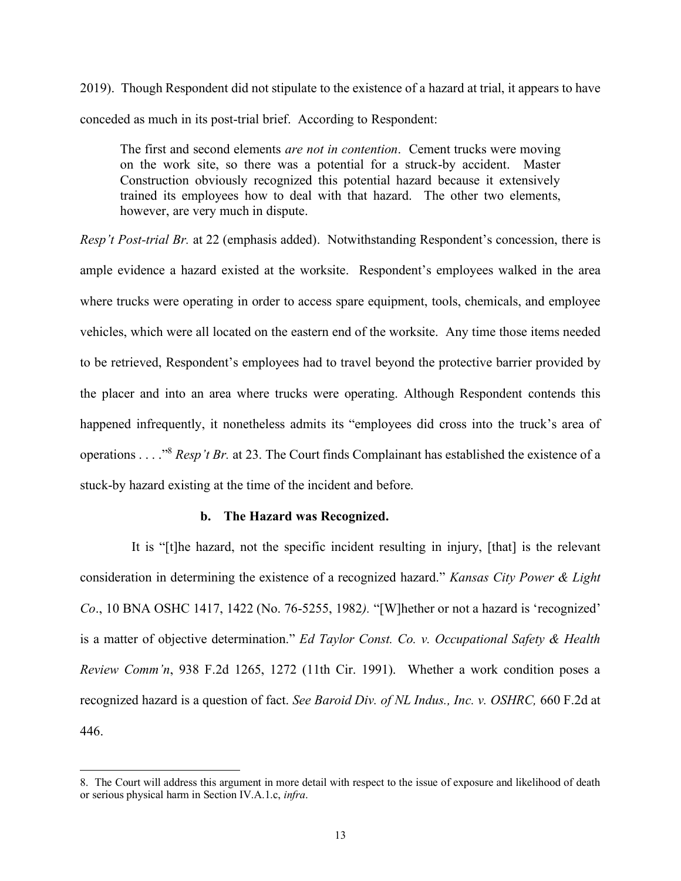2019). Though Respondent did not stipulate to the existence of a hazard at trial, it appears to have conceded as much in its post-trial brief. According to Respondent:

> The first and second elements *are not in contention*. Cement trucks were moving on the work site, so there was a potential for a struck-by accident. Master Construction obviously recognized this potential hazard because it extensively trained its employees how to deal with that hazard. The other two elements, however, are very much in dispute.

*Resp't Post-trial Br.* at 22 (emphasis added). Notwithstanding Respondent's concession, there is ample evidence a hazard existed at the worksite. Respondent's employees walked in the area where trucks were operating in order to access spare equipment, tools, chemicals, and employee vehicles, which were all located on the eastern end of the worksite. Any time those items needed to be retrieved, Respondent's employees had to travel beyond the protective barrier provided by the placer and into an area where trucks were operating. Although Respondent contends this happened infrequently, it nonetheless admits its "employees did cross into the truck's area of operations . . . ."[8] *Resp't Br.* at 23. The Court finds Complainant has established the existence of a stuck-by hazard existing at the time of the incident and before.

#### b. The Hazard was Recognized.

It is "[t]he hazard, not the specific incident resulting in injury, [that] is the relevant consideration in determining the existence of a recognized hazard." *Kansas City Power & Light Co*., 10 BNA OSHC 1417, 1422 (No. 76-5255, 1982). "[W]hether or not a hazard is 'recognized' is a matter of objective determination." *Ed Taylor Const. Co. v. Occupational Safety & Health Review Comm'n*, 938 F.2d 1265, 1272 (11th Cir. 1991). Whether a work condition poses a recognized hazard is a question of fact. *See Baroid Div. of NL Indus., Inc. v. OSHRC,* 660 F.2d at 446.

---

8. The Court will address this argument in more detail with respect to the issue of exposure and likelihood of death or serious physical harm in Section IV.A.1.c, *infra*.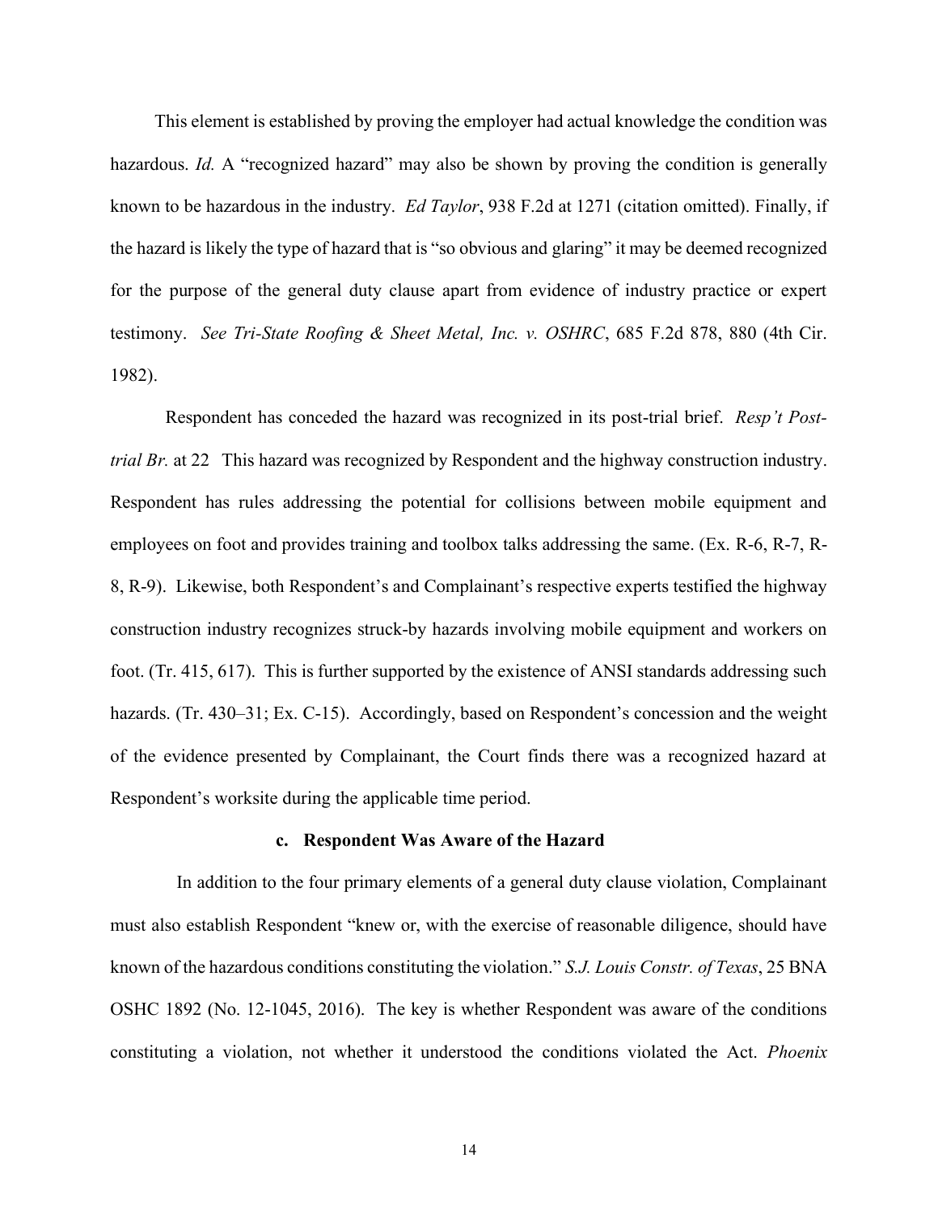This element is established by proving the employer had actual knowledge the condition was hazardous. *Id.* A "recognized hazard" may also be shown by proving the condition is generally known to be hazardous in the industry. *Ed Taylor*, 938 F.2d at 1271 (citation omitted). Finally, if the hazard is likely the type of hazard that is "so obvious and glaring" it may be deemed recognized for the purpose of the general duty clause apart from evidence of industry practice or expert testimony. *See Tri-State Roofing & Sheet Metal, Inc. v. OSHRC*, 685 F.2d 878, 880 (4th Cir. 1982).

Respondent has conceded the hazard was recognized in its post-trial brief. *Resp't Post-trial Br.* at 22 This hazard was recognized by Respondent and the highway construction industry. Respondent has rules addressing the potential for collisions between mobile equipment and employees on foot and provides training and toolbox talks addressing the same. (Ex. R-6, R-7, R-8, R-9). Likewise, both Respondent's and Complainant's respective experts testified the highway construction industry recognizes struck-by hazards involving mobile equipment and workers on foot. (Tr. 415, 617). This is further supported by the existence of ANSI standards addressing such hazards. (Tr. 430–31; Ex. C-15). Accordingly, based on Respondent's concession and the weight of the evidence presented by Complainant, the Court finds there was a recognized hazard at Respondent's worksite during the applicable time period.

### c. Respondent Was Aware of the Hazard

In addition to the four primary elements of a general duty clause violation, Complainant must also establish Respondent "knew or, with the exercise of reasonable diligence, should have known of the hazardous conditions constituting the violation." *S.J. Louis Constr. of Texas*, 25 BNA OSHC 1892 (No. 12-1045, 2016). The key is whether Respondent was aware of the conditions constituting a violation, not whether it understood the conditions violated the Act. *Phoenix*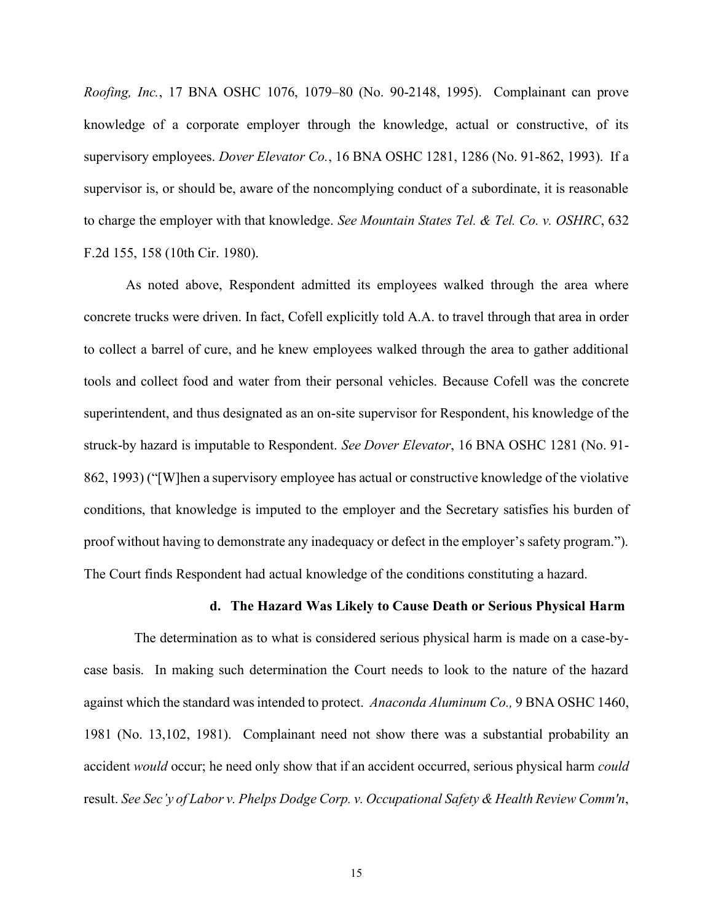*Roofing, Inc.*, 17 BNA OSHC 1076, 1079–80 (No. 90-2148, 1995). Complainant can prove knowledge of a corporate employer through the knowledge, actual or constructive, of its supervisory employees. *Dover Elevator Co.*, 16 BNA OSHC 1281, 1286 (No. 91-862, 1993). If a supervisor is, or should be, aware of the noncomplying conduct of a subordinate, it is reasonable to charge the employer with that knowledge. *See Mountain States Tel. & Tel. Co. v. OSHRC*, 632 F.2d 155, 158 (10th Cir. 1980).

As noted above, Respondent admitted its employees walked through the area where concrete trucks were driven. In fact, Cofell explicitly told A.A. to travel through that area in order to collect a barrel of cure, and he knew employees walked through the area to gather additional tools and collect food and water from their personal vehicles. Because Cofell was the concrete superintendent, and thus designated as an on-site supervisor for Respondent, his knowledge of the struck-by hazard is imputable to Respondent. *See Dover Elevator*, 16 BNA OSHC 1281 (No. 91-862, 1993) ("[W]hen a supervisory employee has actual or constructive knowledge of the violative conditions, that knowledge is imputed to the employer and the Secretary satisfies his burden of proof without having to demonstrate any inadequacy or defect in the employer's safety program."). The Court finds Respondent had actual knowledge of the conditions constituting a hazard.

#### d. The Hazard Was Likely to Cause Death or Serious Physical Harm

The determination as to what is considered serious physical harm is made on a case-by-case basis. In making such determination the Court needs to look to the nature of the hazard against which the standard was intended to protect. *Anaconda Aluminum Co.,* 9 BNA OSHC 1460, 1981 (No. 13,102, 1981). Complainant need not show there was a substantial probability an accident *would* occur; he need only show that if an accident occurred, serious physical harm *could* result. *See Sec'y of Labor v. Phelps Dodge Corp. v. Occupational Safety & Health Review Comm'n*,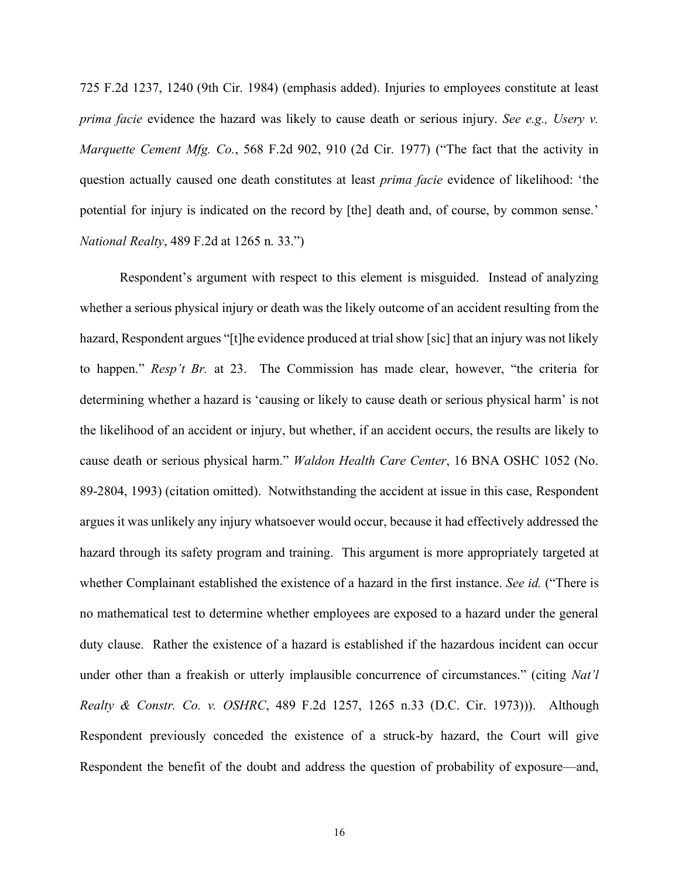725 F.2d 1237, 1240 (9th Cir. 1984) (emphasis added). Injuries to employees constitute at least *prima facie* evidence the hazard was likely to cause death or serious injury. *See e.g., Usery v. Marquette Cement Mfg. Co.*, 568 F.2d 902, 910 (2d Cir. 1977) ("The fact that the activity in question actually caused one death constitutes at least *prima facie* evidence of likelihood: 'the potential for injury is indicated on the record by [the] death and, of course, by common sense.' *National Realty*, 489 F.2d at 1265 n. 33.")

Respondent's argument with respect to this element is misguided. Instead of analyzing whether a serious physical injury or death was the likely outcome of an accident resulting from the hazard, Respondent argues "[t]he evidence produced at trial show [sic] that an injury was not likely to happen." *Resp't Br.* at 23. The Commission has made clear, however, "the criteria for determining whether a hazard is 'causing or likely to cause death or serious physical harm' is not the likelihood of an accident or injury, but whether, if an accident occurs, the results are likely to cause death or serious physical harm." *Waldon Health Care Center*, 16 BNA OSHC 1052 (No. 89-2804, 1993) (citation omitted). Notwithstanding the accident at issue in this case, Respondent argues it was unlikely any injury whatsoever would occur, because it had effectively addressed the hazard through its safety program and training. This argument is more appropriately targeted at whether Complainant established the existence of a hazard in the first instance. *See id.* ("There is no mathematical test to determine whether employees are exposed to a hazard under the general duty clause. Rather the existence of a hazard is established if the hazardous incident can occur under other than a freakish or utterly implausible concurrence of circumstances." (citing *Nat'l Realty & Constr. Co. v. OSHRC*, 489 F.2d 1257, 1265 n.33 (D.C. Cir. 1973))). Although Respondent previously conceded the existence of a struck-by hazard, the Court will give Respondent the benefit of the doubt and address the question of probability of exposure—and,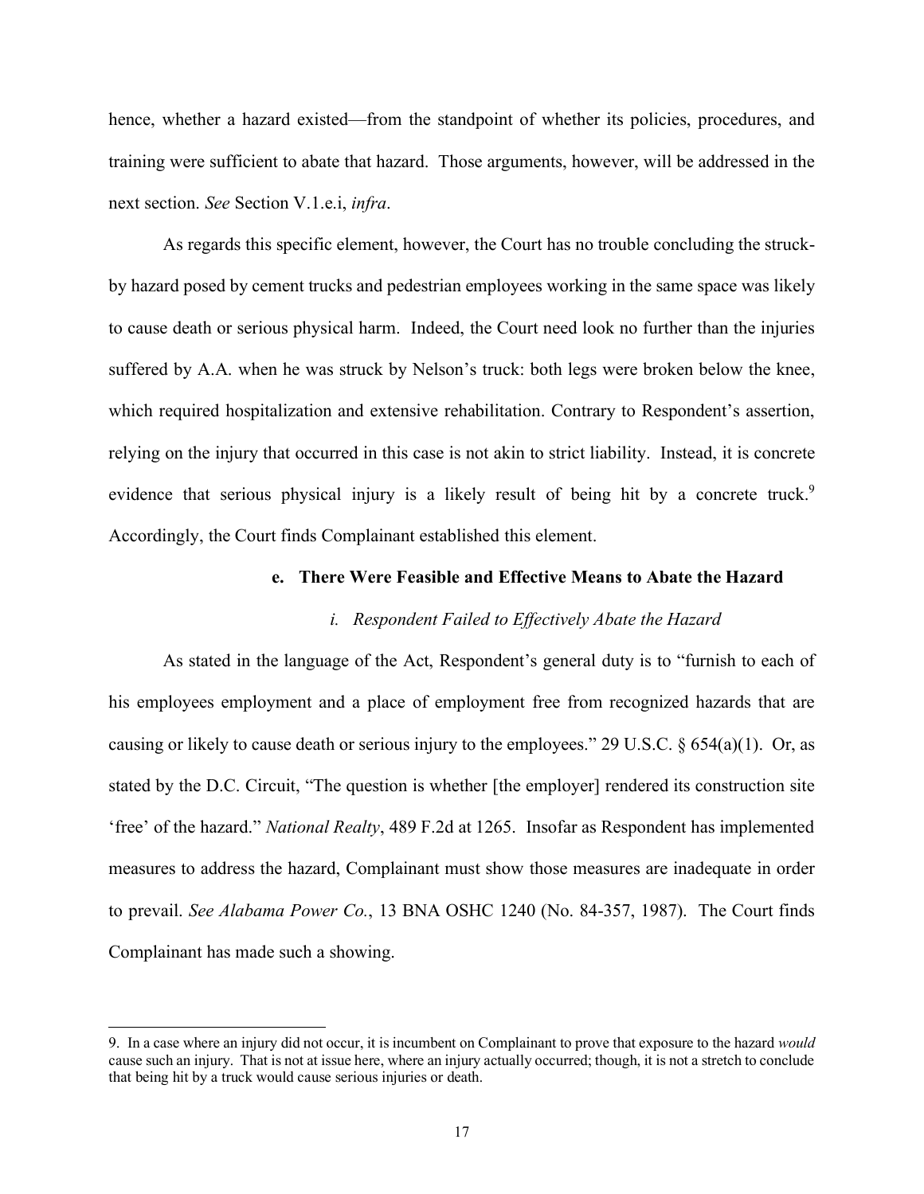hence, whether a hazard existed—from the standpoint of whether its policies, procedures, and training were sufficient to abate that hazard. Those arguments, however, will be addressed in the next section. *See* Section V.1.e.i, *infra*.

As regards this specific element, however, the Court has no trouble concluding the struck-by hazard posed by cement trucks and pedestrian employees working in the same space was likely to cause death or serious physical harm. Indeed, the Court need look no further than the injuries suffered by A.A. when he was struck by Nelson's truck: both legs were broken below the knee, which required hospitalization and extensive rehabilitation. Contrary to Respondent's assertion, relying on the injury that occurred in this case is not akin to strict liability. Instead, it is concrete evidence that serious physical injury is a likely result of being hit by a concrete truck.[9] Accordingly, the Court finds Complainant established this element.

#### e. There Were Feasible and Effective Means to Abate the Hazard

##### *i. Respondent Failed to Effectively Abate the Hazard*

As stated in the language of the Act, Respondent's general duty is to "furnish to each of his employees employment and a place of employment free from recognized hazards that are causing or likely to cause death or serious injury to the employees." 29 U.S.C. § 654(a)(1). Or, as stated by the D.C. Circuit, "The question is whether [the employer] rendered its construction site 'free' of the hazard." *National Realty*, 489 F.2d at 1265. Insofar as Respondent has implemented measures to address the hazard, Complainant must show those measures are inadequate in order to prevail. *See Alabama Power Co.*, 13 BNA OSHC 1240 (No. 84-357, 1987). The Court finds Complainant has made such a showing.

---

9. In a case where an injury did not occur, it is incumbent on Complainant to prove that exposure to the hazard *would* cause such an injury. That is not at issue here, where an injury actually occurred; though, it is not a stretch to conclude that being hit by a truck would cause serious injuries or death.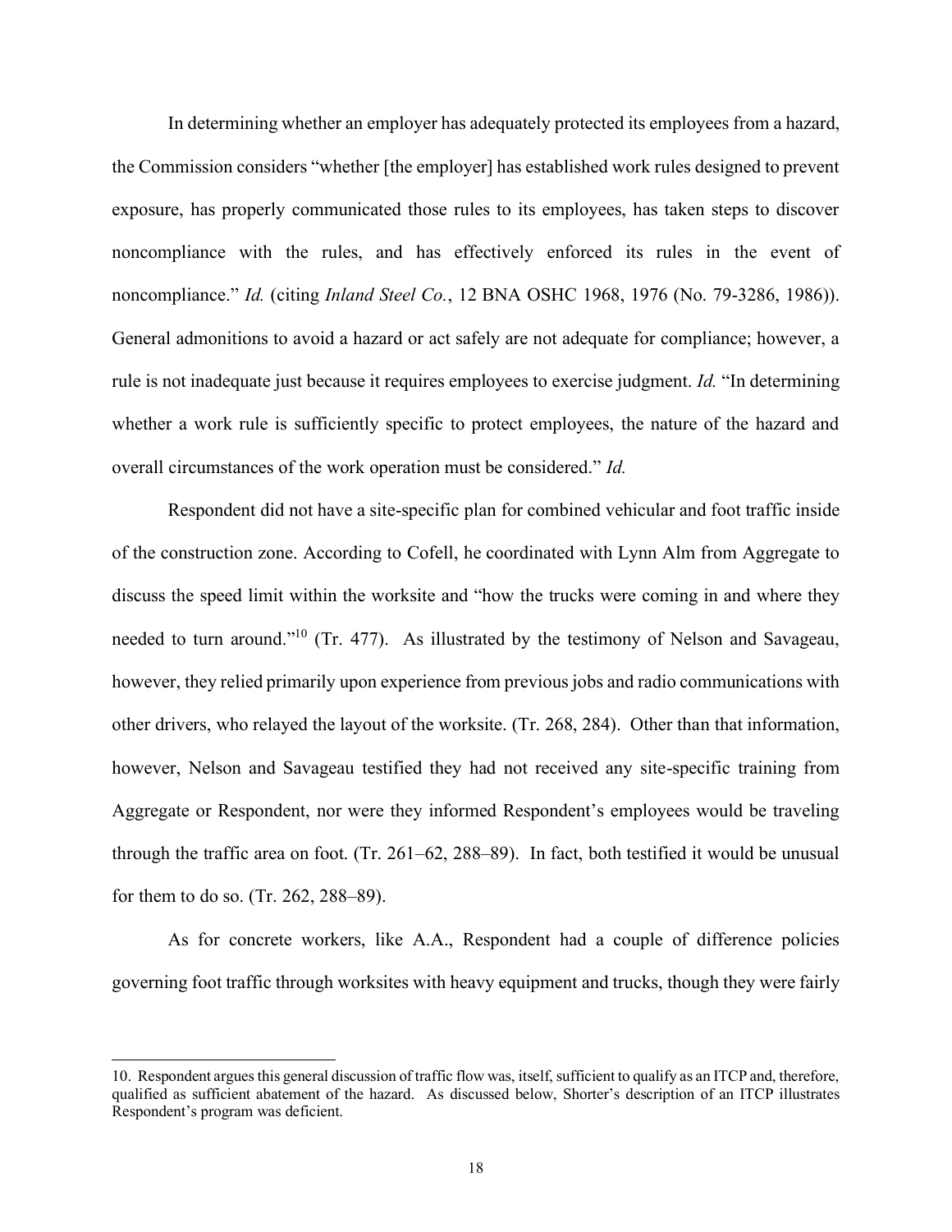In determining whether an employer has adequately protected its employees from a hazard, the Commission considers "whether [the employer] has established work rules designed to prevent exposure, has properly communicated those rules to its employees, has taken steps to discover noncompliance with the rules, and has effectively enforced its rules in the event of noncompliance." *Id.* (citing *Inland Steel Co.*, 12 BNA OSHC 1968, 1976 (No. 79-3286, 1986)). General admonitions to avoid a hazard or act safely are not adequate for compliance; however, a rule is not inadequate just because it requires employees to exercise judgment. *Id.* "In determining whether a work rule is sufficiently specific to protect employees, the nature of the hazard and overall circumstances of the work operation must be considered." *Id.*

Respondent did not have a site-specific plan for combined vehicular and foot traffic inside of the construction zone. According to Cofell, he coordinated with Lynn Alm from Aggregate to discuss the speed limit within the worksite and "how the trucks were coming in and where they needed to turn around."[10] (Tr. 477). As illustrated by the testimony of Nelson and Savageau, however, they relied primarily upon experience from previous jobs and radio communications with other drivers, who relayed the layout of the worksite. (Tr. 268, 284). Other than that information, however, Nelson and Savageau testified they had not received any site-specific training from Aggregate or Respondent, nor were they informed Respondent's employees would be traveling through the traffic area on foot. (Tr. 261–62, 288–89). In fact, both testified it would be unusual for them to do so. (Tr. 262, 288–89).

As for concrete workers, like A.A., Respondent had a couple of difference policies governing foot traffic through worksites with heavy equipment and trucks, though they were fairly

10. Respondent argues this general discussion of traffic flow was, itself, sufficient to qualify as an ITCP and, therefore, qualified as sufficient abatement of the hazard. As discussed below, Shorter's description of an ITCP illustrates Respondent's program was deficient.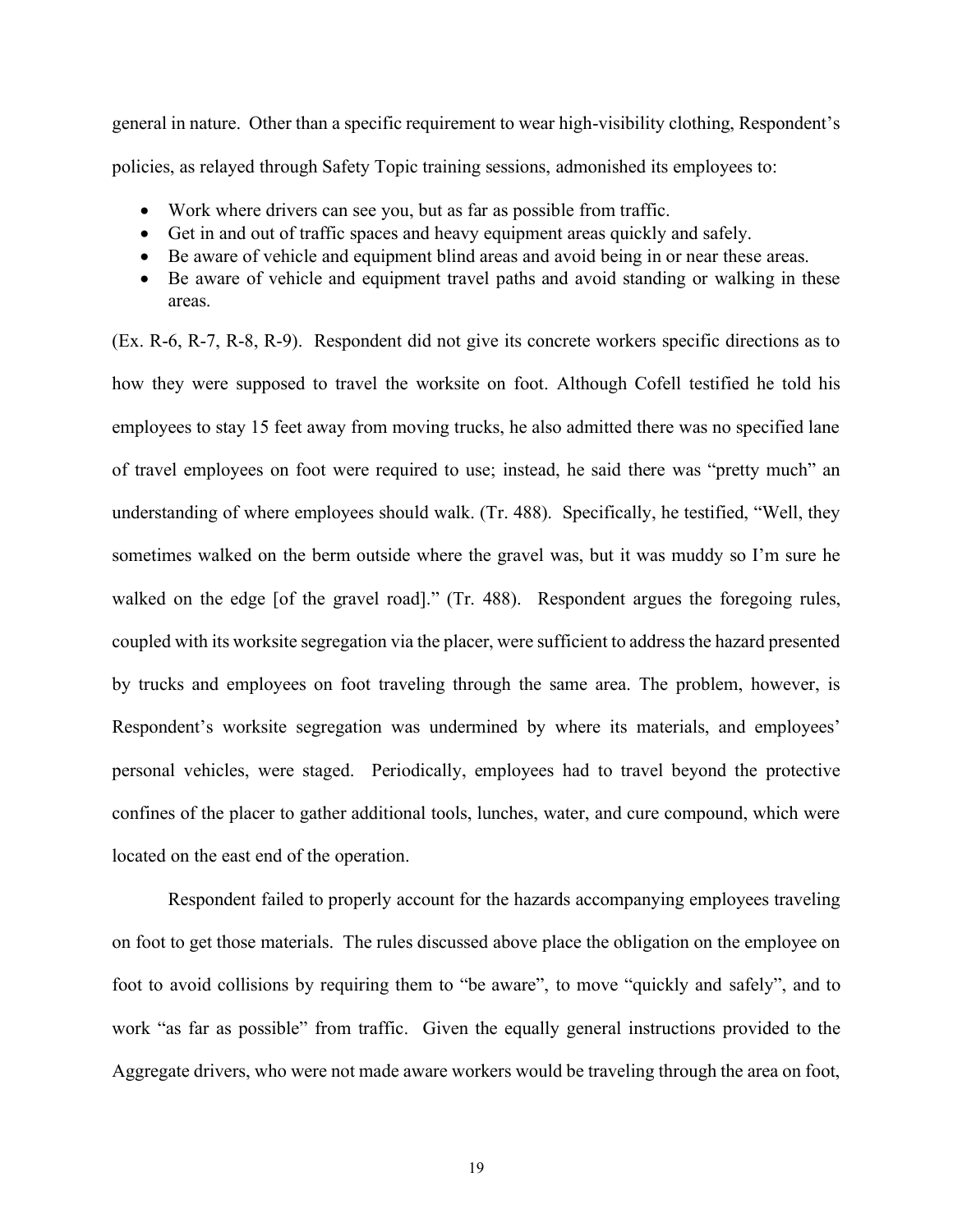general in nature. Other than a specific requirement to wear high-visibility clothing, Respondent's policies, as relayed through Safety Topic training sessions, admonished its employees to:

- Work where drivers can see you, but as far as possible from traffic.
- Get in and out of traffic spaces and heavy equipment areas quickly and safely.
- Be aware of vehicle and equipment blind areas and avoid being in or near these areas.
- Be aware of vehicle and equipment travel paths and avoid standing or walking in these areas.

(Ex. R-6, R-7, R-8, R-9). Respondent did not give its concrete workers specific directions as to how they were supposed to travel the worksite on foot. Although Cofell testified he told his employees to stay 15 feet away from moving trucks, he also admitted there was no specified lane of travel employees on foot were required to use; instead, he said there was "pretty much" an understanding of where employees should walk. (Tr. 488). Specifically, he testified, "Well, they sometimes walked on the berm outside where the gravel was, but it was muddy so I'm sure he walked on the edge [of the gravel road]." (Tr. 488). Respondent argues the foregoing rules, coupled with its worksite segregation via the placer, were sufficient to address the hazard presented by trucks and employees on foot traveling through the same area. The problem, however, is Respondent's worksite segregation was undermined by where its materials, and employees' personal vehicles, were staged. Periodically, employees had to travel beyond the protective confines of the placer to gather additional tools, lunches, water, and cure compound, which were located on the east end of the operation.

Respondent failed to properly account for the hazards accompanying employees traveling on foot to get those materials. The rules discussed above place the obligation on the employee on foot to avoid collisions by requiring them to "be aware", to move "quickly and safely", and to work "as far as possible" from traffic. Given the equally general instructions provided to the Aggregate drivers, who were not made aware workers would be traveling through the area on foot,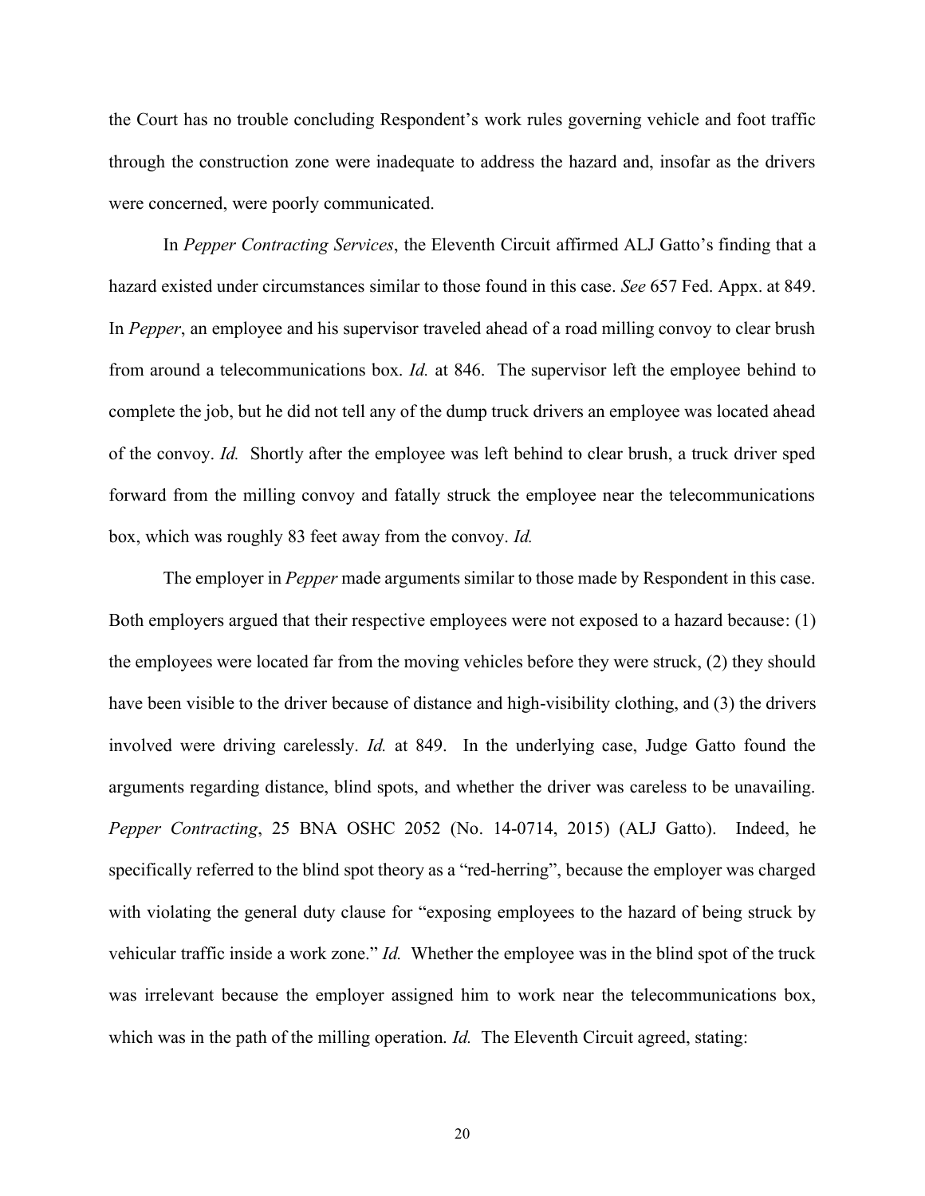the Court has no trouble concluding Respondent's work rules governing vehicle and foot traffic through the construction zone were inadequate to address the hazard and, insofar as the drivers were concerned, were poorly communicated.

In *Pepper Contracting Services*, the Eleventh Circuit affirmed ALJ Gatto's finding that a hazard existed under circumstances similar to those found in this case. *See* 657 Fed. Appx. at 849. In *Pepper*, an employee and his supervisor traveled ahead of a road milling convoy to clear brush from around a telecommunications box. *Id.* at 846. The supervisor left the employee behind to complete the job, but he did not tell any of the dump truck drivers an employee was located ahead of the convoy. *Id.* Shortly after the employee was left behind to clear brush, a truck driver sped forward from the milling convoy and fatally struck the employee near the telecommunications box, which was roughly 83 feet away from the convoy. *Id.*

The employer in *Pepper* made arguments similar to those made by Respondent in this case. Both employers argued that their respective employees were not exposed to a hazard because: (1) the employees were located far from the moving vehicles before they were struck, (2) they should have been visible to the driver because of distance and high-visibility clothing, and (3) the drivers involved were driving carelessly. *Id.* at 849. In the underlying case, Judge Gatto found the arguments regarding distance, blind spots, and whether the driver was careless to be unavailing. *Pepper Contracting*, 25 BNA OSHC 2052 (No. 14-0714, 2015) (ALJ Gatto). Indeed, he specifically referred to the blind spot theory as a "red-herring", because the employer was charged with violating the general duty clause for "exposing employees to the hazard of being struck by vehicular traffic inside a work zone." *Id.* Whether the employee was in the blind spot of the truck was irrelevant because the employer assigned him to work near the telecommunications box, which was in the path of the milling operation. *Id.* The Eleventh Circuit agreed, stating: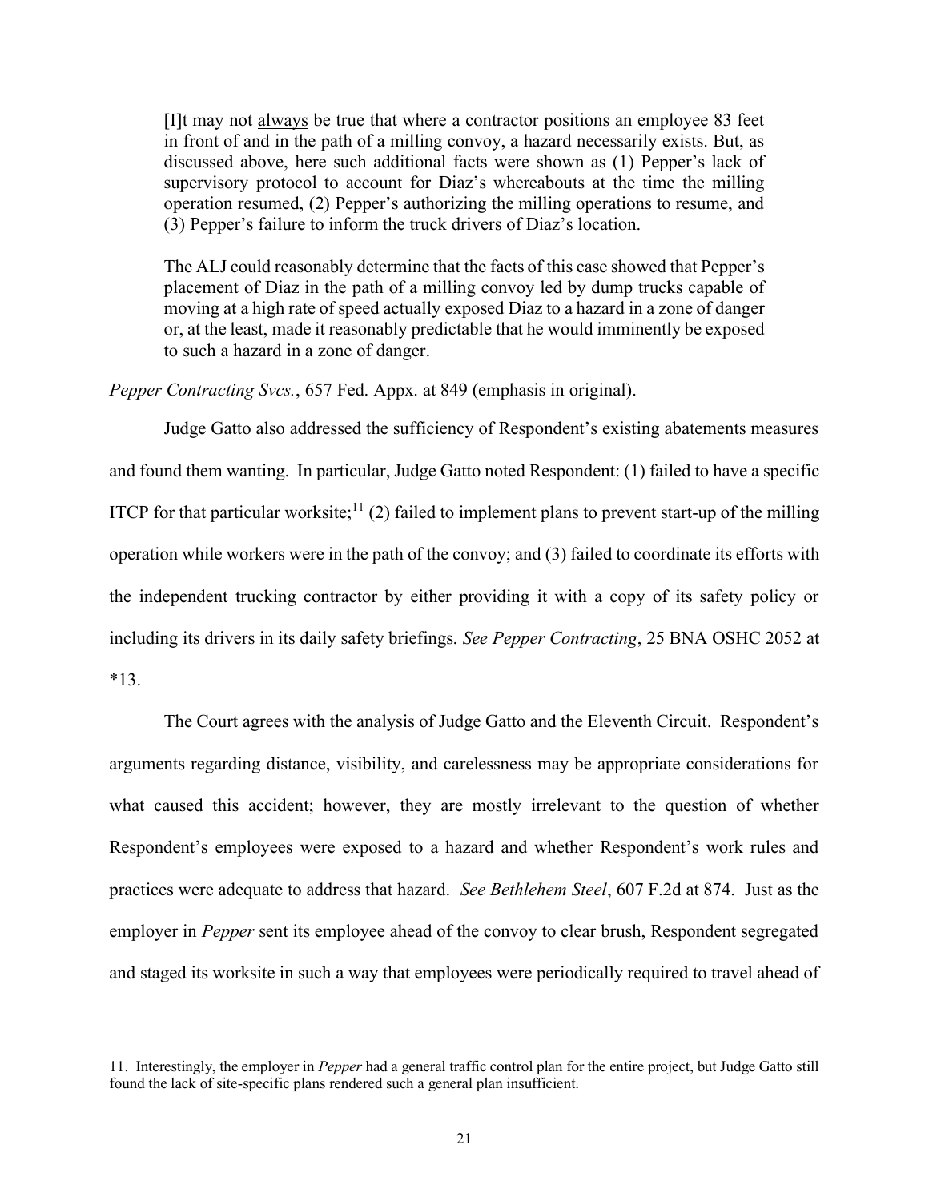> [I]t may not <u>always</u> be true that where a contractor positions an employee 83 feet in front of and in the path of a milling convoy, a hazard necessarily exists. But, as discussed above, here such additional facts were shown as (1) Pepper's lack of supervisory protocol to account for Diaz's whereabouts at the time the milling operation resumed, (2) Pepper's authorizing the milling operations to resume, and (3) Pepper's failure to inform the truck drivers of Diaz's location.
>
> The ALJ could reasonably determine that the facts of this case showed that Pepper's placement of Diaz in the path of a milling convoy led by dump trucks capable of moving at a high rate of speed actually exposed Diaz to a hazard in a zone of danger or, at the least, made it reasonably predictable that he would imminently be exposed to such a hazard in a zone of danger.

*Pepper Contracting Svcs.*, 657 Fed. Appx. at 849 (emphasis in original).

Judge Gatto also addressed the sufficiency of Respondent's existing abatements measures and found them wanting. In particular, Judge Gatto noted Respondent: (1) failed to have a specific ITCP for that particular worksite;[11] (2) failed to implement plans to prevent start-up of the milling operation while workers were in the path of the convoy; and (3) failed to coordinate its efforts with the independent trucking contractor by either providing it with a copy of its safety policy or including its drivers in its daily safety briefings. *See Pepper Contracting*, 25 BNA OSHC 2052 at *13.

The Court agrees with the analysis of Judge Gatto and the Eleventh Circuit. Respondent's arguments regarding distance, visibility, and carelessness may be appropriate considerations for what caused this accident; however, they are mostly irrelevant to the question of whether Respondent's employees were exposed to a hazard and whether Respondent's work rules and practices were adequate to address that hazard. *See Bethlehem Steel*, 607 F.2d at 874. Just as the employer in *Pepper* sent its employee ahead of the convoy to clear brush, Respondent segregated and staged its worksite in such a way that employees were periodically required to travel ahead of

---

11. Interestingly, the employer in *Pepper* had a general traffic control plan for the entire project, but Judge Gatto still found the lack of site-specific plans rendered such a general plan insufficient.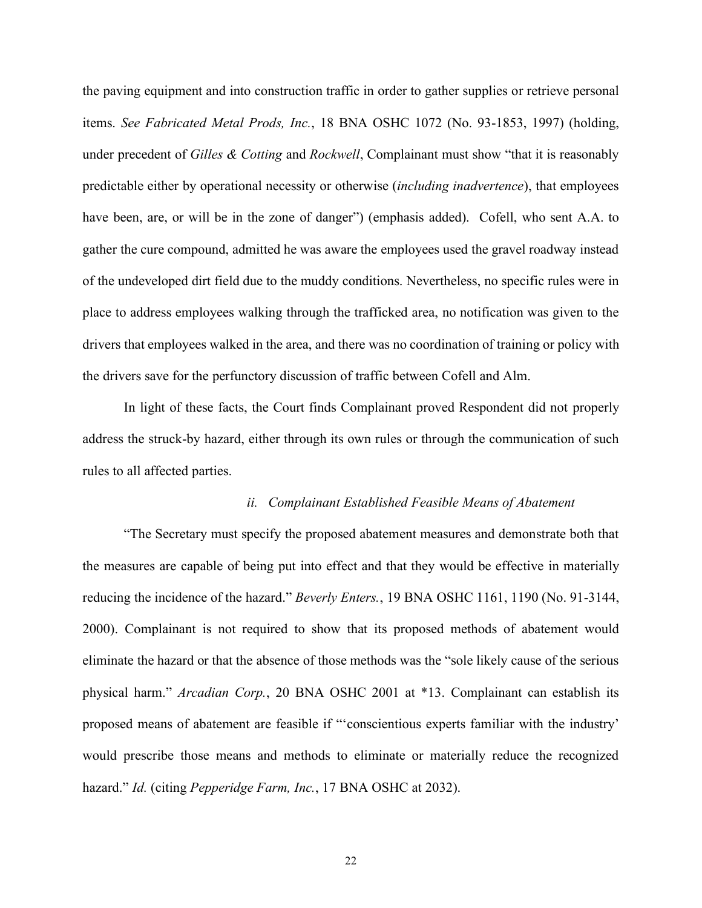the paving equipment and into construction traffic in order to gather supplies or retrieve personal items. *See Fabricated Metal Prods, Inc.*, 18 BNA OSHC 1072 (No. 93-1853, 1997) (holding, under precedent of *Gilles & Cotting* and *Rockwell*, Complainant must show "that it is reasonably predictable either by operational necessity or otherwise (*including inadvertence*), that employees have been, are, or will be in the zone of danger") (emphasis added). Cofell, who sent A.A. to gather the cure compound, admitted he was aware the employees used the gravel roadway instead of the undeveloped dirt field due to the muddy conditions. Nevertheless, no specific rules were in place to address employees walking through the trafficked area, no notification was given to the drivers that employees walked in the area, and there was no coordination of training or policy with the drivers save for the perfunctory discussion of traffic between Cofell and Alm.

In light of these facts, the Court finds Complainant proved Respondent did not properly address the struck-by hazard, either through its own rules or through the communication of such rules to all affected parties.

*ii. Complainant Established Feasible Means of Abatement*

"The Secretary must specify the proposed abatement measures and demonstrate both that the measures are capable of being put into effect and that they would be effective in materially reducing the incidence of the hazard." *Beverly Enters.*, 19 BNA OSHC 1161, 1190 (No. 91-3144, 2000). Complainant is not required to show that its proposed methods of abatement would eliminate the hazard or that the absence of those methods was the "sole likely cause of the serious physical harm." *Arcadian Corp.*, 20 BNA OSHC 2001 at *13. Complainant can establish its proposed means of abatement are feasible if "'conscientious experts familiar with the industry' would prescribe those means and methods to eliminate or materially reduce the recognized hazard." *Id.* (citing *Pepperidge Farm, Inc.*, 17 BNA OSHC at 2032).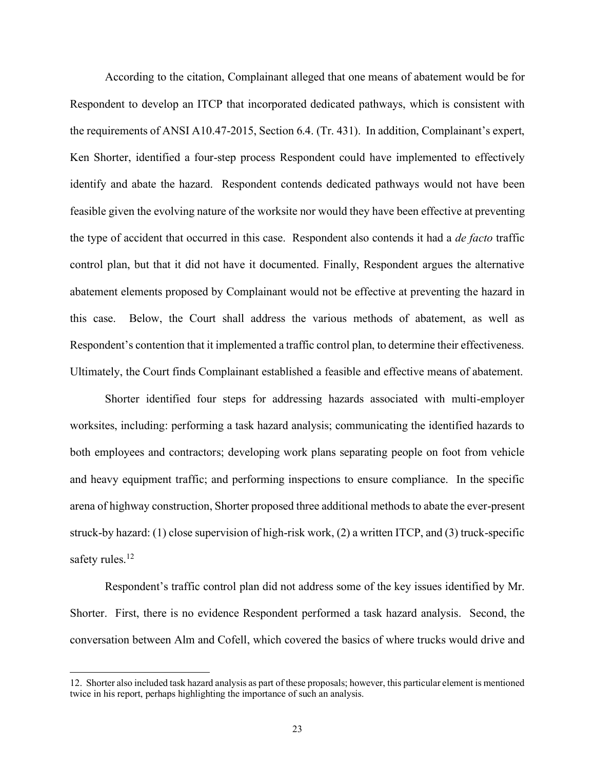According to the citation, Complainant alleged that one means of abatement would be for Respondent to develop an ITCP that incorporated dedicated pathways, which is consistent with the requirements of ANSI A10.47-2015, Section 6.4. (Tr. 431). In addition, Complainant's expert, Ken Shorter, identified a four-step process Respondent could have implemented to effectively identify and abate the hazard. Respondent contends dedicated pathways would not have been feasible given the evolving nature of the worksite nor would they have been effective at preventing the type of accident that occurred in this case. Respondent also contends it had a *de facto* traffic control plan, but that it did not have it documented. Finally, Respondent argues the alternative abatement elements proposed by Complainant would not be effective at preventing the hazard in this case. Below, the Court shall address the various methods of abatement, as well as Respondent's contention that it implemented a traffic control plan, to determine their effectiveness. Ultimately, the Court finds Complainant established a feasible and effective means of abatement.

Shorter identified four steps for addressing hazards associated with multi-employer worksites, including: performing a task hazard analysis; communicating the identified hazards to both employees and contractors; developing work plans separating people on foot from vehicle and heavy equipment traffic; and performing inspections to ensure compliance. In the specific arena of highway construction, Shorter proposed three additional methods to abate the ever-present struck-by hazard: (1) close supervision of high-risk work, (2) a written ITCP, and (3) truck-specific safety rules.[12]

Respondent's traffic control plan did not address some of the key issues identified by Mr. Shorter. First, there is no evidence Respondent performed a task hazard analysis. Second, the conversation between Alm and Cofell, which covered the basics of where trucks would drive and

12. Shorter also included task hazard analysis as part of these proposals; however, this particular element is mentioned twice in his report, perhaps highlighting the importance of such an analysis.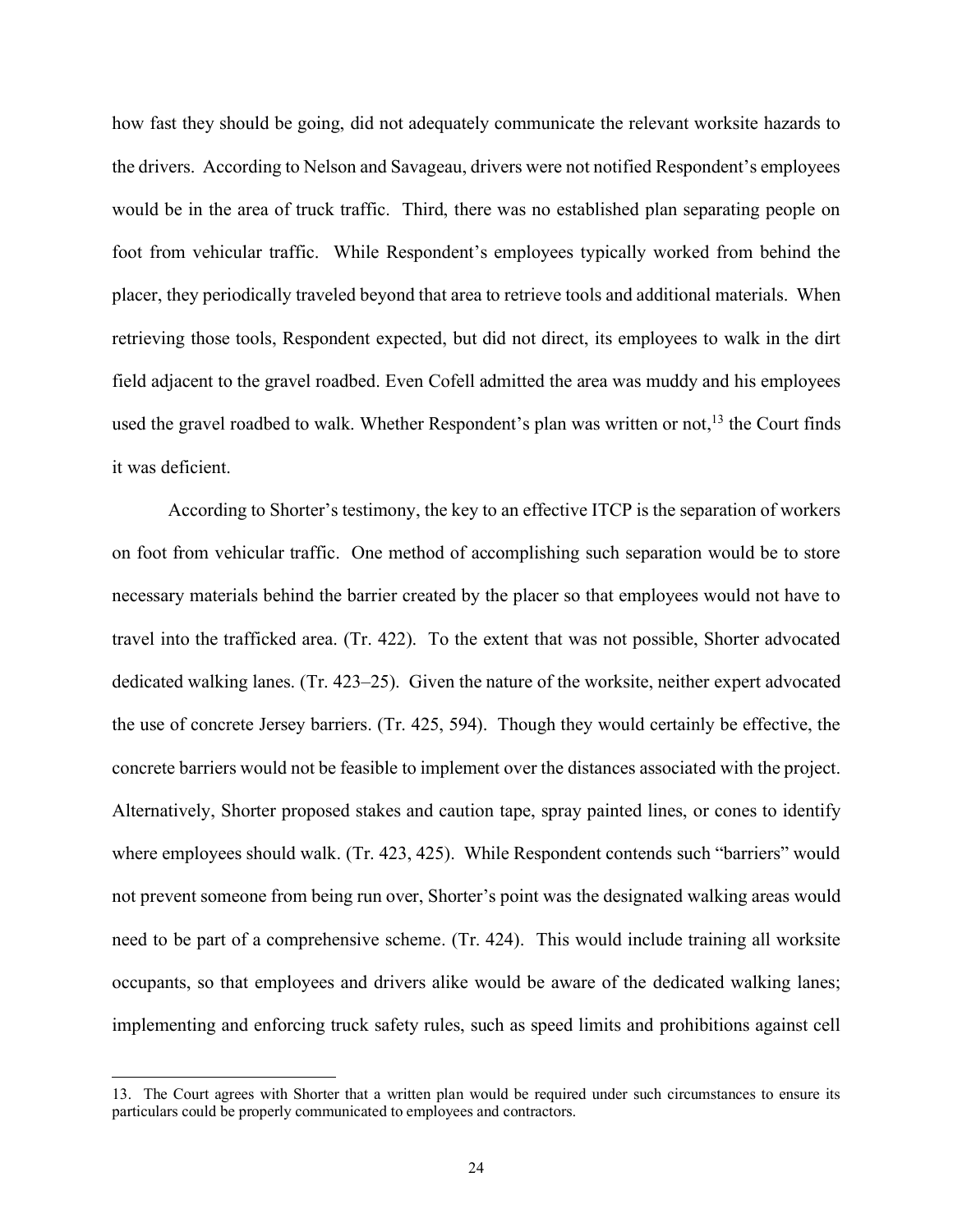how fast they should be going, did not adequately communicate the relevant worksite hazards to the drivers. According to Nelson and Savageau, drivers were not notified Respondent's employees would be in the area of truck traffic. Third, there was no established plan separating people on foot from vehicular traffic. While Respondent's employees typically worked from behind the placer, they periodically traveled beyond that area to retrieve tools and additional materials. When retrieving those tools, Respondent expected, but did not direct, its employees to walk in the dirt field adjacent to the gravel roadbed. Even Cofell admitted the area was muddy and his employees used the gravel roadbed to walk. Whether Respondent's plan was written or not,[13] the Court finds it was deficient.

According to Shorter's testimony, the key to an effective ITCP is the separation of workers on foot from vehicular traffic. One method of accomplishing such separation would be to store necessary materials behind the barrier created by the placer so that employees would not have to travel into the trafficked area. (Tr. 422). To the extent that was not possible, Shorter advocated dedicated walking lanes. (Tr. 423–25). Given the nature of the worksite, neither expert advocated the use of concrete Jersey barriers. (Tr. 425, 594). Though they would certainly be effective, the concrete barriers would not be feasible to implement over the distances associated with the project. Alternatively, Shorter proposed stakes and caution tape, spray painted lines, or cones to identify where employees should walk. (Tr. 423, 425). While Respondent contends such "barriers" would not prevent someone from being run over, Shorter's point was the designated walking areas would need to be part of a comprehensive scheme. (Tr. 424). This would include training all worksite occupants, so that employees and drivers alike would be aware of the dedicated walking lanes; implementing and enforcing truck safety rules, such as speed limits and prohibitions against cell

---

13. The Court agrees with Shorter that a written plan would be required under such circumstances to ensure its particulars could be properly communicated to employees and contractors.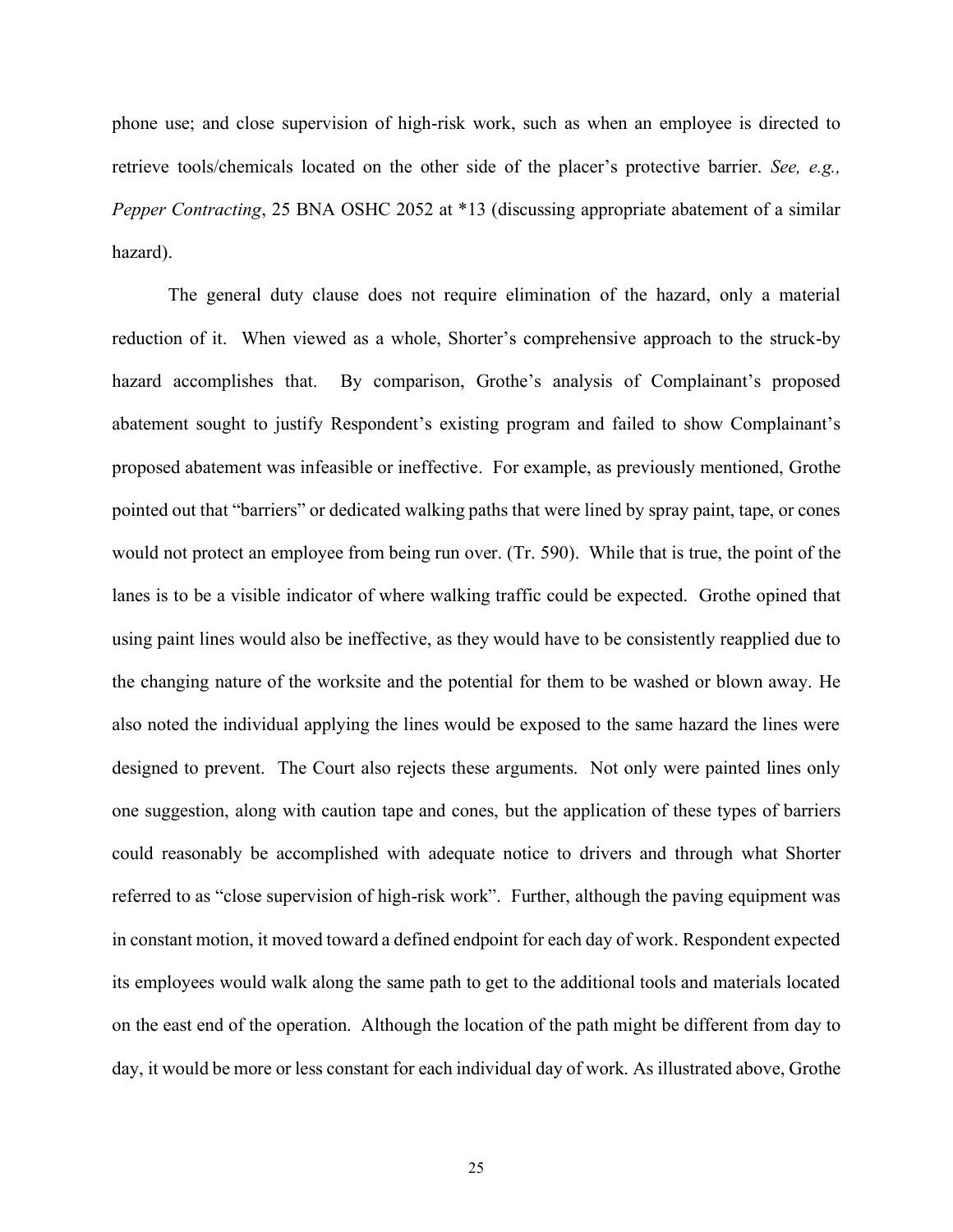phone use; and close supervision of high-risk work, such as when an employee is directed to retrieve tools/chemicals located on the other side of the placer's protective barrier. *See, e.g., Pepper Contracting*, 25 BNA OSHC 2052 at *13 (discussing appropriate abatement of a similar hazard).

The general duty clause does not require elimination of the hazard, only a material reduction of it. When viewed as a whole, Shorter's comprehensive approach to the struck-by hazard accomplishes that. By comparison, Grothe's analysis of Complainant's proposed abatement sought to justify Respondent's existing program and failed to show Complainant's proposed abatement was infeasible or ineffective. For example, as previously mentioned, Grothe pointed out that "barriers" or dedicated walking paths that were lined by spray paint, tape, or cones would not protect an employee from being run over. (Tr. 590). While that is true, the point of the lanes is to be a visible indicator of where walking traffic could be expected. Grothe opined that using paint lines would also be ineffective, as they would have to be consistently reapplied due to the changing nature of the worksite and the potential for them to be washed or blown away. He also noted the individual applying the lines would be exposed to the same hazard the lines were designed to prevent. The Court also rejects these arguments. Not only were painted lines only one suggestion, along with caution tape and cones, but the application of these types of barriers could reasonably be accomplished with adequate notice to drivers and through what Shorter referred to as "close supervision of high-risk work". Further, although the paving equipment was in constant motion, it moved toward a defined endpoint for each day of work. Respondent expected its employees would walk along the same path to get to the additional tools and materials located on the east end of the operation. Although the location of the path might be different from day to day, it would be more or less constant for each individual day of work. As illustrated above, Grothe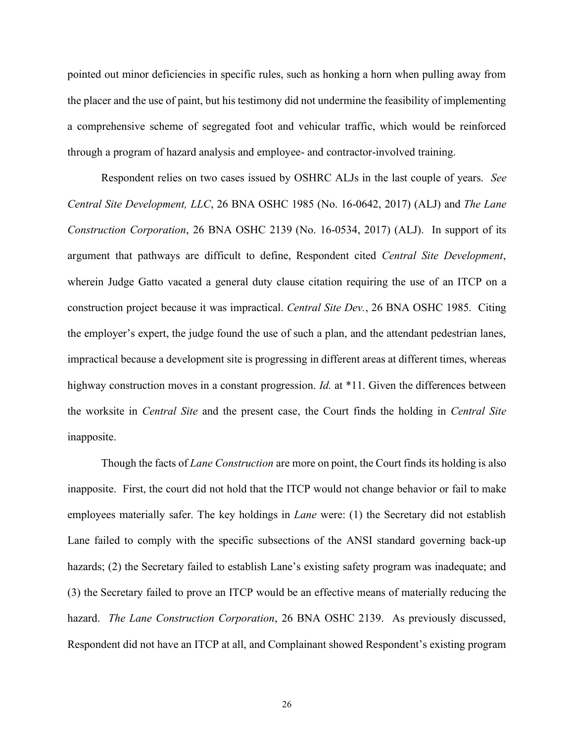pointed out minor deficiencies in specific rules, such as honking a horn when pulling away from the placer and the use of paint, but his testimony did not undermine the feasibility of implementing a comprehensive scheme of segregated foot and vehicular traffic, which would be reinforced through a program of hazard analysis and employee- and contractor-involved training.

Respondent relies on two cases issued by OSHRC ALJs in the last couple of years. *See Central Site Development, LLC*, 26 BNA OSHC 1985 (No. 16-0642, 2017) (ALJ) and *The Lane Construction Corporation*, 26 BNA OSHC 2139 (No. 16-0534, 2017) (ALJ). In support of its argument that pathways are difficult to define, Respondent cited *Central Site Development*, wherein Judge Gatto vacated a general duty clause citation requiring the use of an ITCP on a construction project because it was impractical. *Central Site Dev.*, 26 BNA OSHC 1985. Citing the employer's expert, the judge found the use of such a plan, and the attendant pedestrian lanes, impractical because a development site is progressing in different areas at different times, whereas highway construction moves in a constant progression. *Id.* at *11. Given the differences between the worksite in *Central Site* and the present case, the Court finds the holding in *Central Site* inapposite.

Though the facts of *Lane Construction* are more on point, the Court finds its holding is also inapposite. First, the court did not hold that the ITCP would not change behavior or fail to make employees materially safer. The key holdings in *Lane* were: (1) the Secretary did not establish Lane failed to comply with the specific subsections of the ANSI standard governing back-up hazards; (2) the Secretary failed to establish Lane's existing safety program was inadequate; and (3) the Secretary failed to prove an ITCP would be an effective means of materially reducing the hazard. *The Lane Construction Corporation*, 26 BNA OSHC 2139. As previously discussed, Respondent did not have an ITCP at all, and Complainant showed Respondent's existing program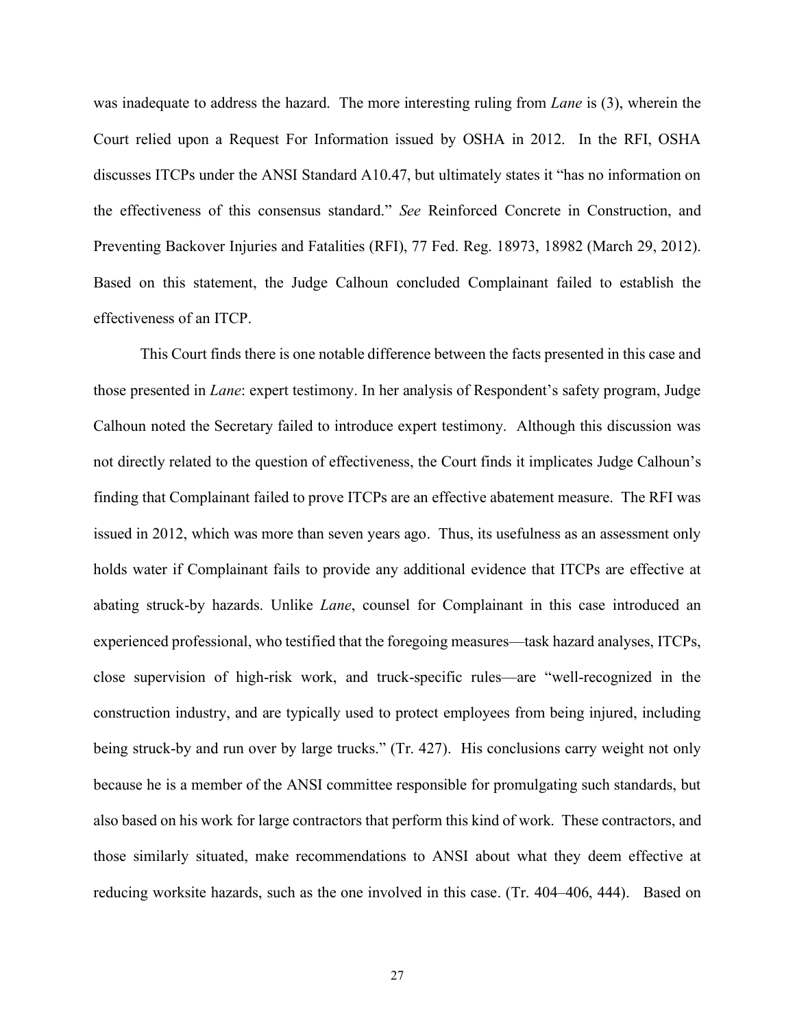was inadequate to address the hazard. The more interesting ruling from *Lane* is (3), wherein the Court relied upon a Request For Information issued by OSHA in 2012. In the RFI, OSHA discusses ITCPs under the ANSI Standard A10.47, but ultimately states it "has no information on the effectiveness of this consensus standard." *See* Reinforced Concrete in Construction, and Preventing Backover Injuries and Fatalities (RFI), 77 Fed. Reg. 18973, 18982 (March 29, 2012). Based on this statement, the Judge Calhoun concluded Complainant failed to establish the effectiveness of an ITCP.

This Court finds there is one notable difference between the facts presented in this case and those presented in *Lane*: expert testimony. In her analysis of Respondent's safety program, Judge Calhoun noted the Secretary failed to introduce expert testimony. Although this discussion was not directly related to the question of effectiveness, the Court finds it implicates Judge Calhoun's finding that Complainant failed to prove ITCPs are an effective abatement measure. The RFI was issued in 2012, which was more than seven years ago. Thus, its usefulness as an assessment only holds water if Complainant fails to provide any additional evidence that ITCPs are effective at abating struck-by hazards. Unlike *Lane*, counsel for Complainant in this case introduced an experienced professional, who testified that the foregoing measures—task hazard analyses, ITCPs, close supervision of high-risk work, and truck-specific rules—are "well-recognized in the construction industry, and are typically used to protect employees from being injured, including being struck-by and run over by large trucks." (Tr. 427). His conclusions carry weight not only because he is a member of the ANSI committee responsible for promulgating such standards, but also based on his work for large contractors that perform this kind of work. These contractors, and those similarly situated, make recommendations to ANSI about what they deem effective at reducing worksite hazards, such as the one involved in this case. (Tr. 404–406, 444). Based on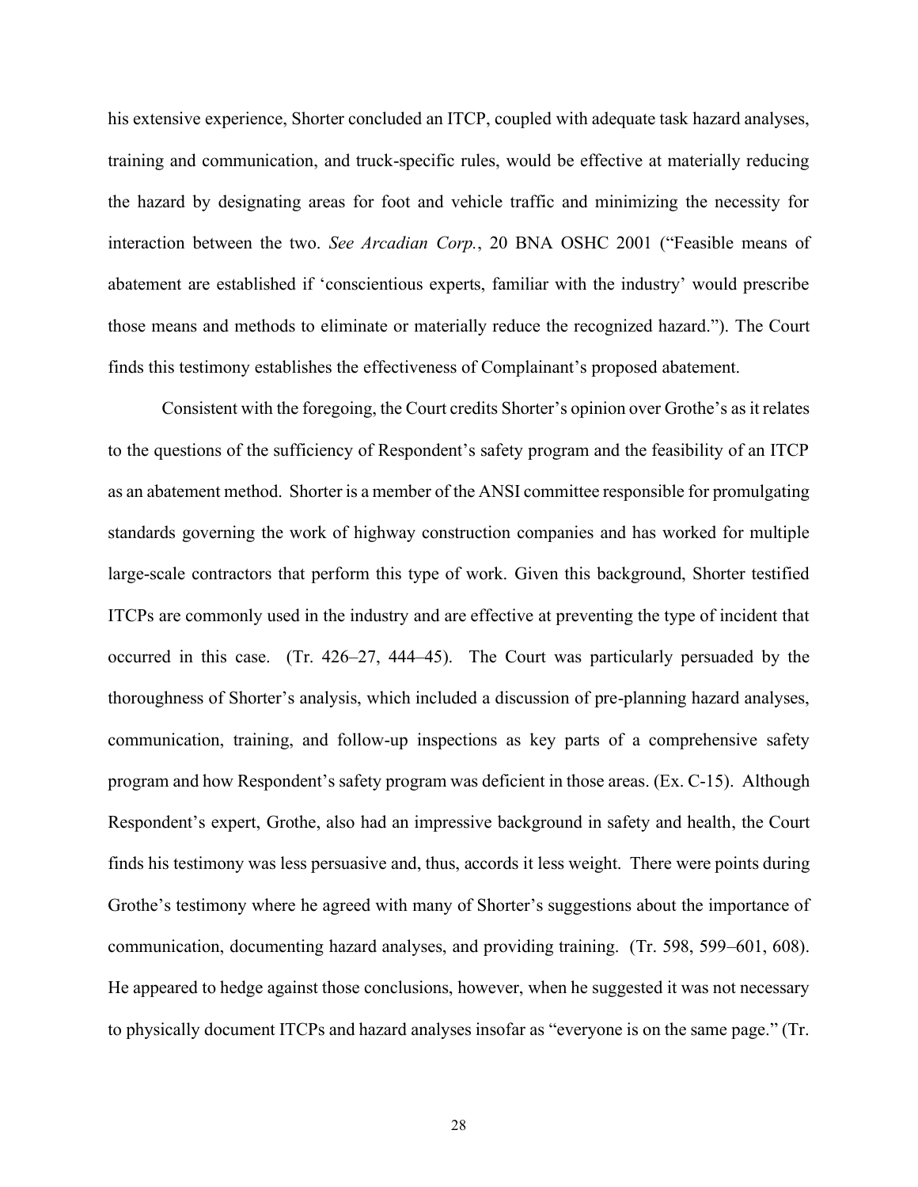his extensive experience, Shorter concluded an ITCP, coupled with adequate task hazard analyses, training and communication, and truck-specific rules, would be effective at materially reducing the hazard by designating areas for foot and vehicle traffic and minimizing the necessity for interaction between the two. *See Arcadian Corp.*, 20 BNA OSHC 2001 ("Feasible means of abatement are established if 'conscientious experts, familiar with the industry' would prescribe those means and methods to eliminate or materially reduce the recognized hazard."). The Court finds this testimony establishes the effectiveness of Complainant's proposed abatement.

Consistent with the foregoing, the Court credits Shorter's opinion over Grothe's as it relates to the questions of the sufficiency of Respondent's safety program and the feasibility of an ITCP as an abatement method. Shorter is a member of the ANSI committee responsible for promulgating standards governing the work of highway construction companies and has worked for multiple large-scale contractors that perform this type of work. Given this background, Shorter testified ITCPs are commonly used in the industry and are effective at preventing the type of incident that occurred in this case. (Tr. 426–27, 444–45). The Court was particularly persuaded by the thoroughness of Shorter's analysis, which included a discussion of pre-planning hazard analyses, communication, training, and follow-up inspections as key parts of a comprehensive safety program and how Respondent's safety program was deficient in those areas. (Ex. C-15). Although Respondent's expert, Grothe, also had an impressive background in safety and health, the Court finds his testimony was less persuasive and, thus, accords it less weight. There were points during Grothe's testimony where he agreed with many of Shorter's suggestions about the importance of communication, documenting hazard analyses, and providing training. (Tr. 598, 599–601, 608). He appeared to hedge against those conclusions, however, when he suggested it was not necessary to physically document ITCPs and hazard analyses insofar as "everyone is on the same page." (Tr.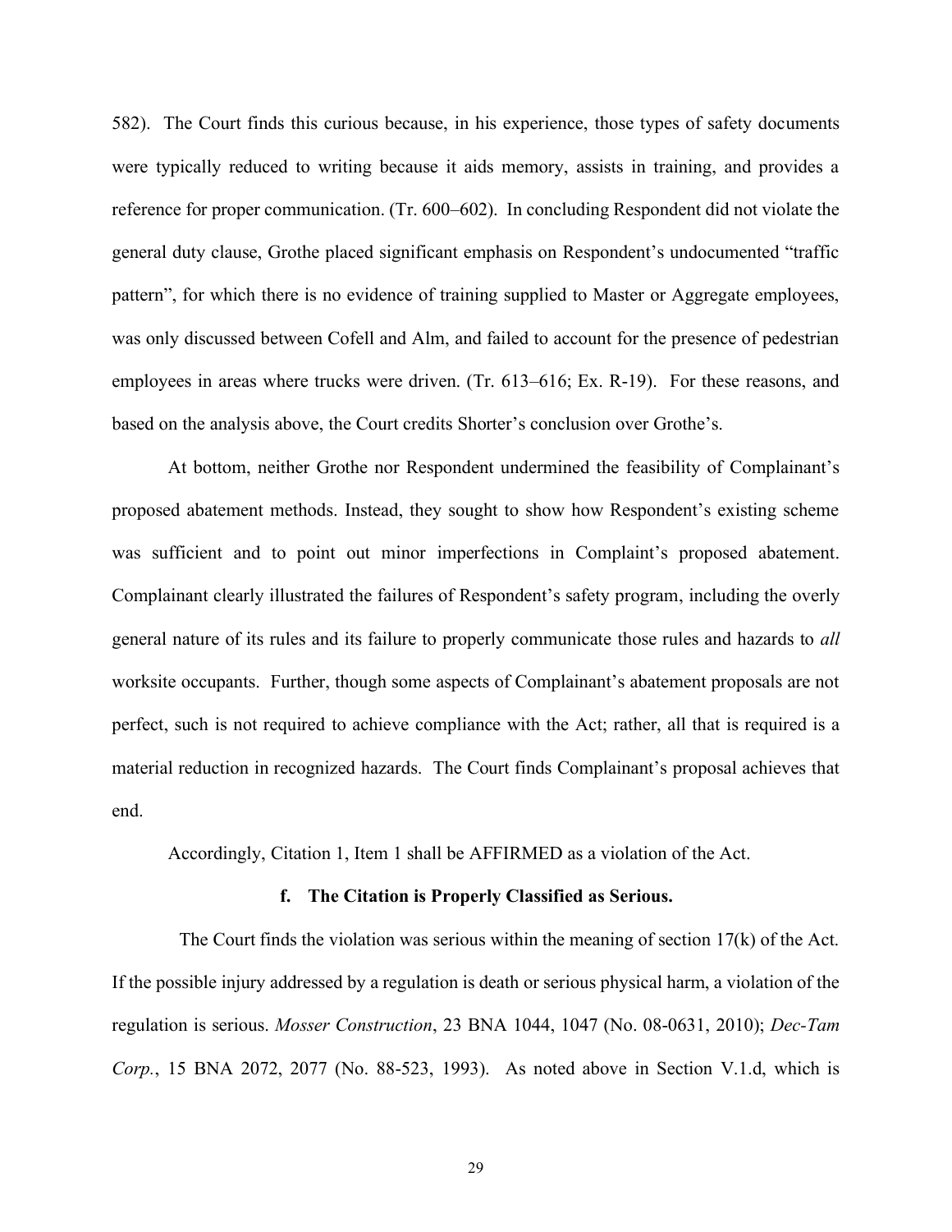582). The Court finds this curious because, in his experience, those types of safety documents were typically reduced to writing because it aids memory, assists in training, and provides a reference for proper communication. (Tr. 600–602). In concluding Respondent did not violate the general duty clause, Grothe placed significant emphasis on Respondent's undocumented "traffic pattern", for which there is no evidence of training supplied to Master or Aggregate employees, was only discussed between Cofell and Alm, and failed to account for the presence of pedestrian employees in areas where trucks were driven. (Tr. 613–616; Ex. R-19). For these reasons, and based on the analysis above, the Court credits Shorter's conclusion over Grothe's.

At bottom, neither Grothe nor Respondent undermined the feasibility of Complainant's proposed abatement methods. Instead, they sought to show how Respondent's existing scheme was sufficient and to point out minor imperfections in Complaint's proposed abatement. Complainant clearly illustrated the failures of Respondent's safety program, including the overly general nature of its rules and its failure to properly communicate those rules and hazards to *all* worksite occupants. Further, though some aspects of Complainant's abatement proposals are not perfect, such is not required to achieve compliance with the Act; rather, all that is required is a material reduction in recognized hazards. The Court finds Complainant's proposal achieves that end.

Accordingly, Citation 1, Item 1 shall be AFFIRMED as a violation of the Act.

#### f. The Citation is Properly Classified as Serious.

The Court finds the violation was serious within the meaning of section 17(k) of the Act. If the possible injury addressed by a regulation is death or serious physical harm, a violation of the regulation is serious. *Mosser Construction*, 23 BNA 1044, 1047 (No. 08-0631, 2010); *Dec-Tam Corp.*, 15 BNA 2072, 2077 (No. 88-523, 1993). As noted above in Section V.1.d, which is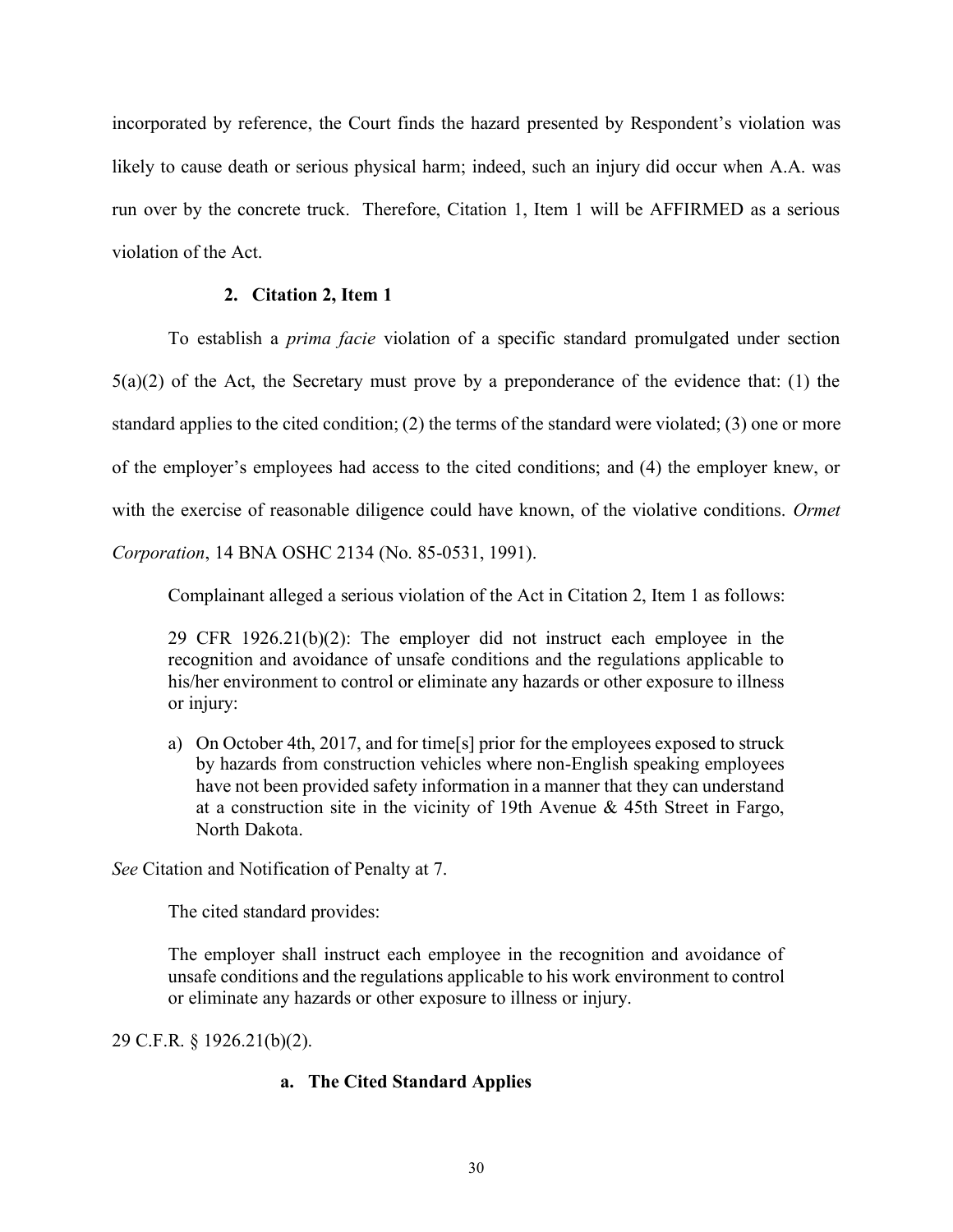incorporated by reference, the Court finds the hazard presented by Respondent's violation was likely to cause death or serious physical harm; indeed, such an injury did occur when A.A. was run over by the concrete truck. Therefore, Citation 1, Item 1 will be AFFIRMED as a serious violation of the Act.

### 2. Citation 2, Item 1

To establish a *prima facie* violation of a specific standard promulgated under section 5(a)(2) of the Act, the Secretary must prove by a preponderance of the evidence that: (1) the standard applies to the cited condition; (2) the terms of the standard were violated; (3) one or more of the employer's employees had access to the cited conditions; and (4) the employer knew, or with the exercise of reasonable diligence could have known, of the violative conditions. *Ormet Corporation*, 14 BNA OSHC 2134 (No. 85-0531, 1991).

Complainant alleged a serious violation of the Act in Citation 2, Item 1 as follows:

> 29 CFR 1926.21(b)(2): The employer did not instruct each employee in the recognition and avoidance of unsafe conditions and the regulations applicable to his/her environment to control or eliminate any hazards or other exposure to illness or injury:
>
> a) On October 4th, 2017, and for time[s] prior for the employees exposed to struck by hazards from construction vehicles where non-English speaking employees have not been provided safety information in a manner that they can understand at a construction site in the vicinity of 19th Avenue & 45th Street in Fargo, North Dakota.

*See* Citation and Notification of Penalty at 7.

The cited standard provides:

> The employer shall instruct each employee in the recognition and avoidance of unsafe conditions and the regulations applicable to his work environment to control or eliminate any hazards or other exposure to illness or injury.

29 C.F.R. § 1926.21(b)(2).

#### a. The Cited Standard Applies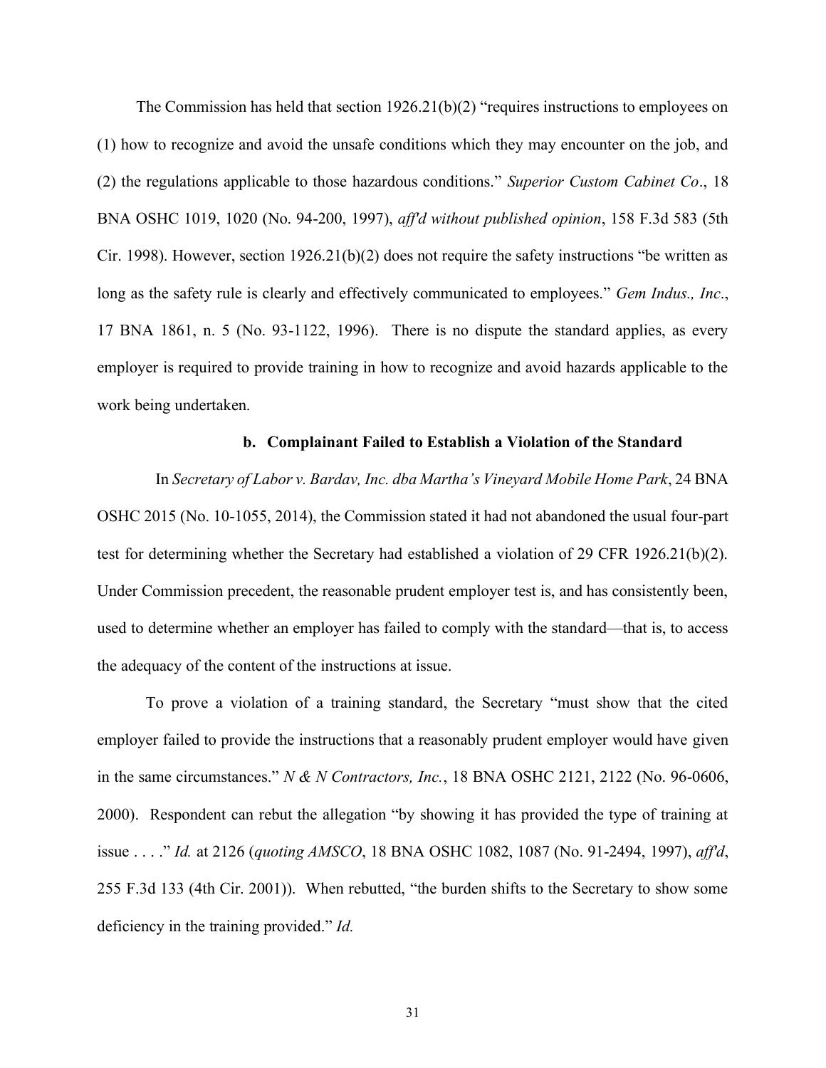The Commission has held that section 1926.21(b)(2) "requires instructions to employees on (1) how to recognize and avoid the unsafe conditions which they may encounter on the job, and (2) the regulations applicable to those hazardous conditions." *Superior Custom Cabinet Co*., 18 BNA OSHC 1019, 1020 (No. 94-200, 1997), *aff'd without published opinion*, 158 F.3d 583 (5th Cir. 1998). However, section 1926.21(b)(2) does not require the safety instructions "be written as long as the safety rule is clearly and effectively communicated to employees." *Gem Indus., Inc*., 17 BNA 1861, n. 5 (No. 93-1122, 1996). There is no dispute the standard applies, as every employer is required to provide training in how to recognize and avoid hazards applicable to the work being undertaken.

**b. Complainant Failed to Establish a Violation of the Standard**

In *Secretary of Labor v. Bardav, Inc. dba Martha's Vineyard Mobile Home Park*, 24 BNA OSHC 2015 (No. 10-1055, 2014), the Commission stated it had not abandoned the usual four-part test for determining whether the Secretary had established a violation of 29 CFR 1926.21(b)(2). Under Commission precedent, the reasonable prudent employer test is, and has consistently been, used to determine whether an employer has failed to comply with the standard—that is, to access the adequacy of the content of the instructions at issue.

To prove a violation of a training standard, the Secretary "must show that the cited employer failed to provide the instructions that a reasonably prudent employer would have given in the same circumstances." *N & N Contractors, Inc.*, 18 BNA OSHC 2121, 2122 (No. 96-0606, 2000). Respondent can rebut the allegation "by showing it has provided the type of training at issue . . . ." *Id.* at 2126 (*quoting AMSCO*, 18 BNA OSHC 1082, 1087 (No. 91-2494, 1997), *aff'd*, 255 F.3d 133 (4th Cir. 2001)). When rebutted, "the burden shifts to the Secretary to show some deficiency in the training provided." *Id.*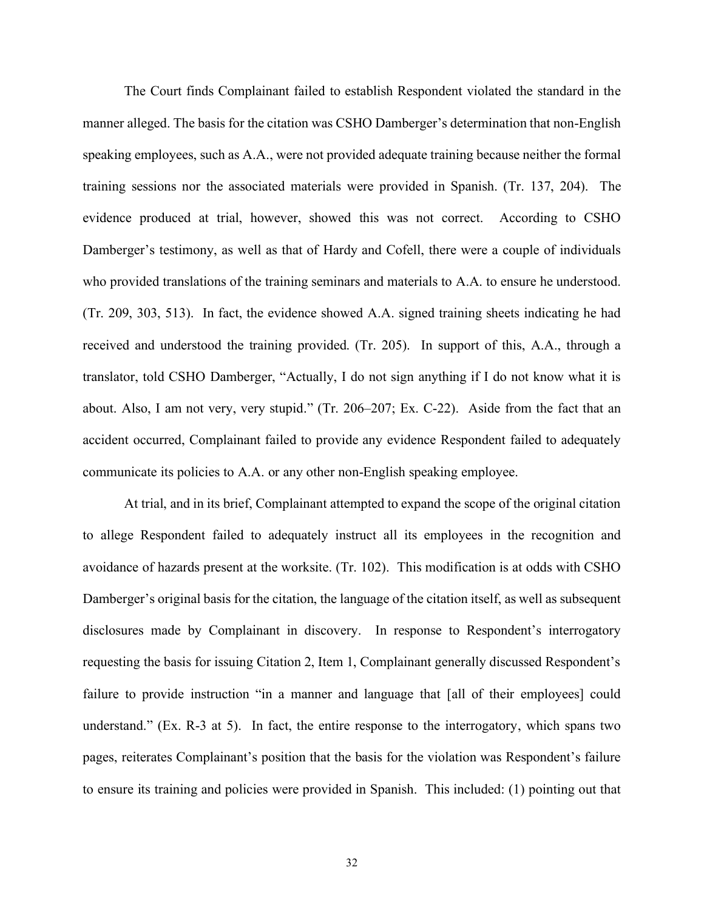The Court finds Complainant failed to establish Respondent violated the standard in the manner alleged. The basis for the citation was CSHO Damberger's determination that non-English speaking employees, such as A.A., were not provided adequate training because neither the formal training sessions nor the associated materials were provided in Spanish. (Tr. 137, 204). The evidence produced at trial, however, showed this was not correct. According to CSHO Damberger's testimony, as well as that of Hardy and Cofell, there were a couple of individuals who provided translations of the training seminars and materials to A.A. to ensure he understood. (Tr. 209, 303, 513). In fact, the evidence showed A.A. signed training sheets indicating he had received and understood the training provided. (Tr. 205). In support of this, A.A., through a translator, told CSHO Damberger, "Actually, I do not sign anything if I do not know what it is about. Also, I am not very, very stupid." (Tr. 206–207; Ex. C-22). Aside from the fact that an accident occurred, Complainant failed to provide any evidence Respondent failed to adequately communicate its policies to A.A. or any other non-English speaking employee.

At trial, and in its brief, Complainant attempted to expand the scope of the original citation to allege Respondent failed to adequately instruct all its employees in the recognition and avoidance of hazards present at the worksite. (Tr. 102). This modification is at odds with CSHO Damberger's original basis for the citation, the language of the citation itself, as well as subsequent disclosures made by Complainant in discovery. In response to Respondent's interrogatory requesting the basis for issuing Citation 2, Item 1, Complainant generally discussed Respondent's failure to provide instruction "in a manner and language that [all of their employees] could understand." (Ex. R-3 at 5). In fact, the entire response to the interrogatory, which spans two pages, reiterates Complainant's position that the basis for the violation was Respondent's failure to ensure its training and policies were provided in Spanish. This included: (1) pointing out that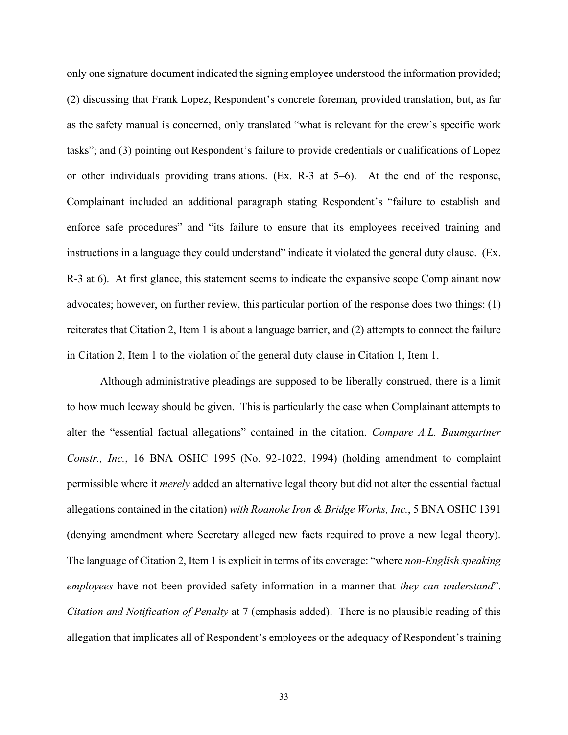only one signature document indicated the signing employee understood the information provided; (2) discussing that Frank Lopez, Respondent's concrete foreman, provided translation, but, as far as the safety manual is concerned, only translated "what is relevant for the crew's specific work tasks"; and (3) pointing out Respondent's failure to provide credentials or qualifications of Lopez or other individuals providing translations. (Ex. R-3 at 5–6). At the end of the response, Complainant included an additional paragraph stating Respondent's "failure to establish and enforce safe procedures" and "its failure to ensure that its employees received training and instructions in a language they could understand" indicate it violated the general duty clause. (Ex. R-3 at 6). At first glance, this statement seems to indicate the expansive scope Complainant now advocates; however, on further review, this particular portion of the response does two things: (1) reiterates that Citation 2, Item 1 is about a language barrier, and (2) attempts to connect the failure in Citation 2, Item 1 to the violation of the general duty clause in Citation 1, Item 1.

Although administrative pleadings are supposed to be liberally construed, there is a limit to how much leeway should be given. This is particularly the case when Complainant attempts to alter the "essential factual allegations" contained in the citation. *Compare A.L. Baumgartner Constr., Inc.*, 16 BNA OSHC 1995 (No. 92-1022, 1994) (holding amendment to complaint permissible where it *merely* added an alternative legal theory but did not alter the essential factual allegations contained in the citation) *with Roanoke Iron & Bridge Works, Inc.*, 5 BNA OSHC 1391 (denying amendment where Secretary alleged new facts required to prove a new legal theory). The language of Citation 2, Item 1 is explicit in terms of its coverage: "where *non-English speaking employees* have not been provided safety information in a manner that *they can understand*". *Citation and Notification of Penalty* at 7 (emphasis added). There is no plausible reading of this allegation that implicates all of Respondent's employees or the adequacy of Respondent's training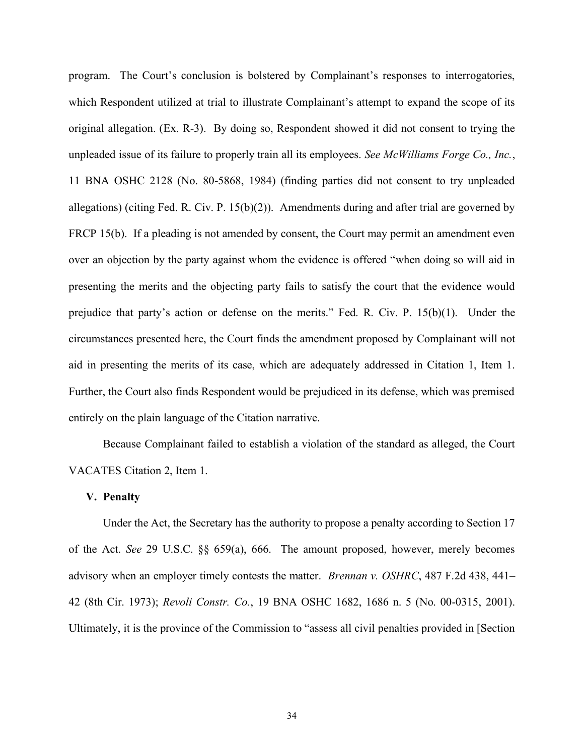program. The Court's conclusion is bolstered by Complainant's responses to interrogatories, which Respondent utilized at trial to illustrate Complainant's attempt to expand the scope of its original allegation. (Ex. R-3). By doing so, Respondent showed it did not consent to trying the unpleaded issue of its failure to properly train all its employees. *See McWilliams Forge Co., Inc.*, 11 BNA OSHC 2128 (No. 80-5868, 1984) (finding parties did not consent to try unpleaded allegations) (citing Fed. R. Civ. P. 15(b)(2)). Amendments during and after trial are governed by FRCP 15(b). If a pleading is not amended by consent, the Court may permit an amendment even over an objection by the party against whom the evidence is offered "when doing so will aid in presenting the merits and the objecting party fails to satisfy the court that the evidence would prejudice that party's action or defense on the merits." Fed. R. Civ. P. 15(b)(1). Under the circumstances presented here, the Court finds the amendment proposed by Complainant will not aid in presenting the merits of its case, which are adequately addressed in Citation 1, Item 1. Further, the Court also finds Respondent would be prejudiced in its defense, which was premised entirely on the plain language of the Citation narrative.

Because Complainant failed to establish a violation of the standard as alleged, the Court VACATES Citation 2, Item 1.

## V. Penalty

Under the Act, the Secretary has the authority to propose a penalty according to Section 17 of the Act. *See* 29 U.S.C. §§ 659(a), 666. The amount proposed, however, merely becomes advisory when an employer timely contests the matter. *Brennan v. OSHRC*, 487 F.2d 438, 441–42 (8th Cir. 1973); *Revoli Constr. Co.*, 19 BNA OSHC 1682, 1686 n. 5 (No. 00-0315, 2001). Ultimately, it is the province of the Commission to "assess all civil penalties provided in [Section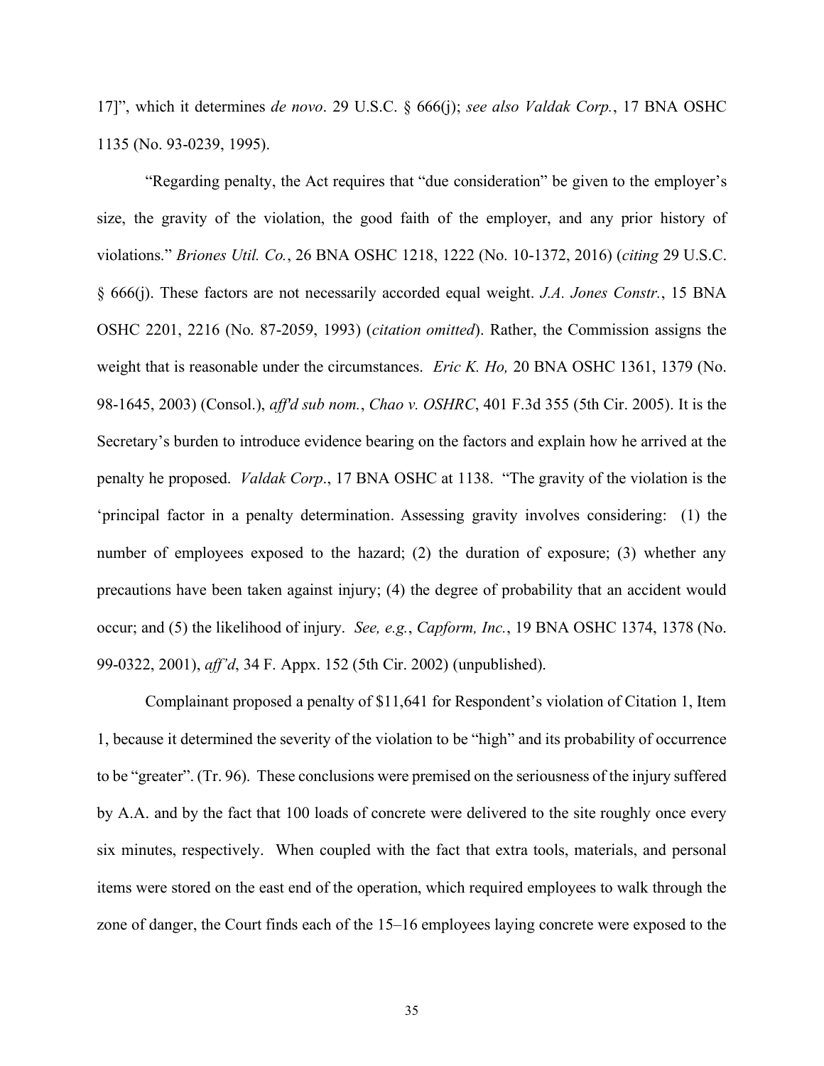17]", which it determines *de novo*. 29 U.S.C. § 666(j); *see also Valdak Corp.*, 17 BNA OSHC 1135 (No. 93-0239, 1995).

"Regarding penalty, the Act requires that "due consideration" be given to the employer's size, the gravity of the violation, the good faith of the employer, and any prior history of violations." *Briones Util. Co.*, 26 BNA OSHC 1218, 1222 (No. 10-1372, 2016) (*citing* 29 U.S.C. § 666(j). These factors are not necessarily accorded equal weight. *J.A. Jones Constr.*, 15 BNA OSHC 2201, 2216 (No. 87-2059, 1993) (*citation omitted*). Rather, the Commission assigns the weight that is reasonable under the circumstances. *Eric K. Ho,* 20 BNA OSHC 1361, 1379 (No. 98-1645, 2003) (Consol.), *aff'd sub nom.*, *Chao v. OSHRC*, 401 F.3d 355 (5th Cir. 2005). It is the Secretary's burden to introduce evidence bearing on the factors and explain how he arrived at the penalty he proposed. *Valdak Corp*., 17 BNA OSHC at 1138. "The gravity of the violation is the 'principal factor in a penalty determination. Assessing gravity involves considering: (1) the number of employees exposed to the hazard; (2) the duration of exposure; (3) whether any precautions have been taken against injury; (4) the degree of probability that an accident would occur; and (5) the likelihood of injury. *See, e.g.*, *Capform, Inc.*, 19 BNA OSHC 1374, 1378 (No. 99-0322, 2001), *aff'd*, 34 F. Appx. 152 (5th Cir. 2002) (unpublished).

Complainant proposed a penalty of $11,641 for Respondent's violation of Citation 1, Item 1, because it determined the severity of the violation to be "high" and its probability of occurrence to be "greater". (Tr. 96). These conclusions were premised on the seriousness of the injury suffered by A.A. and by the fact that 100 loads of concrete were delivered to the site roughly once every six minutes, respectively. When coupled with the fact that extra tools, materials, and personal items were stored on the east end of the operation, which required employees to walk through the zone of danger, the Court finds each of the 15–16 employees laying concrete were exposed to the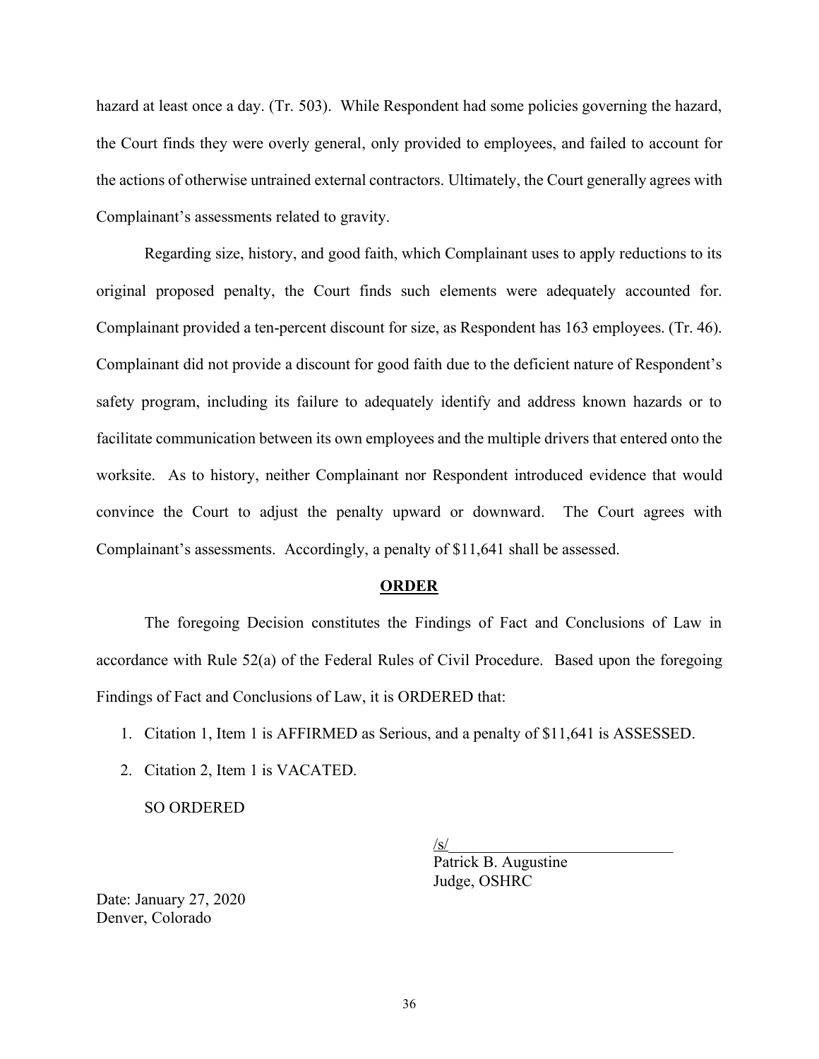hazard at least once a day. (Tr. 503). While Respondent had some policies governing the hazard, the Court finds they were overly general, only provided to employees, and failed to account for the actions of otherwise untrained external contractors. Ultimately, the Court generally agrees with Complainant's assessments related to gravity.

Regarding size, history, and good faith, which Complainant uses to apply reductions to its original proposed penalty, the Court finds such elements were adequately accounted for. Complainant provided a ten-percent discount for size, as Respondent has 163 employees. (Tr. 46). Complainant did not provide a discount for good faith due to the deficient nature of Respondent's safety program, including its failure to adequately identify and address known hazards or to facilitate communication between its own employees and the multiple drivers that entered onto the worksite. As to history, neither Complainant nor Respondent introduced evidence that would convince the Court to adjust the penalty upward or downward. The Court agrees with Complainant's assessments. Accordingly, a penalty of $11,641 shall be assessed.

## ORDER

The foregoing Decision constitutes the Findings of Fact and Conclusions of Law in accordance with Rule 52(a) of the Federal Rules of Civil Procedure. Based upon the foregoing Findings of Fact and Conclusions of Law, it is ORDERED that:

1. Citation 1, Item 1 is AFFIRMED as Serious, and a penalty of $11,641 is ASSESSED.
2. Citation 2, Item 1 is VACATED.

SO ORDERED

/s/
Patrick B. Augustine
Judge, OSHRC

Date: January 27, 2020
Denver, Colorado